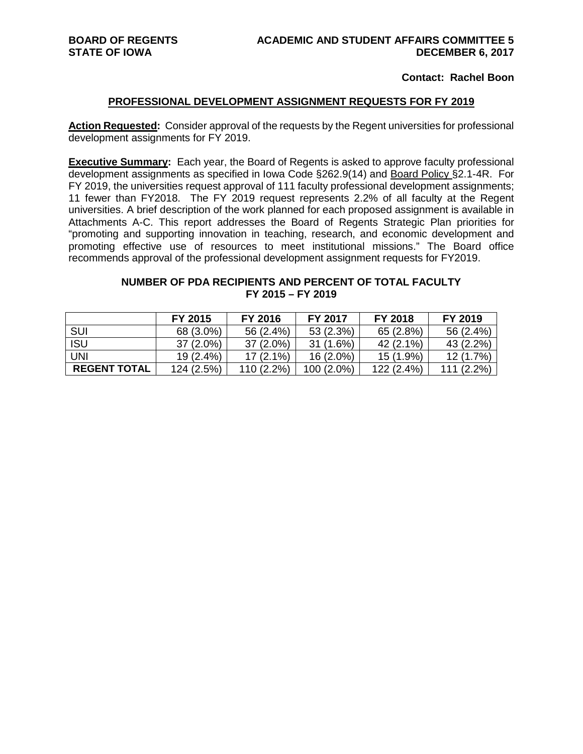**BOARD OF REGENTS**
**STATE OF IOWA**

**ACADEMIC AND STUDENT AFFAIRS COMMITTEE 5**
**DECEMBER 6, 2017**

**Contact: Rachel Boon**

## PROFESSIONAL DEVELOPMENT ASSIGNMENT REQUESTS FOR FY 2019

**Action Requested:** Consider approval of the requests by the Regent universities for professional development assignments for FY 2019.

**Executive Summary:** Each year, the Board of Regents is asked to approve faculty professional development assignments as specified in Iowa Code §262.9(14) and Board Policy §2.1-4R. For FY 2019, the universities request approval of 111 faculty professional development assignments; 11 fewer than FY2018. The FY 2019 request represents 2.2% of all faculty at the Regent universities. A brief description of the work planned for each proposed assignment is available in Attachments A-C. This report addresses the Board of Regents Strategic Plan priorities for "promoting and supporting innovation in teaching, research, and economic development and promoting effective use of resources to meet institutional missions." The Board office recommends approval of the professional development assignment requests for FY2019.

**NUMBER OF PDA RECIPIENTS AND PERCENT OF TOTAL FACULTY**
**FY 2015 – FY 2019**

| | FY 2015 | FY 2016 | FY 2017 | FY 2018 | FY 2019 |
|---|---|---|---|---|---|
| SUI | 68 (3.0%) | 56 (2.4%) | 53 (2.3%) | 65 (2.8%) | 56 (2.4%) |
| ISU | 37 (2.0%) | 37 (2.0%) | 31 (1.6%) | 42 (2.1%) | 43 (2.2%) |
| UNI | 19 (2.4%) | 17 (2.1%) | 16 (2.0%) | 15 (1.9%) | 12 (1.7%) |
| **REGENT TOTAL** | 124 (2.5%) | 110 (2.2%) | 100 (2.0%) | 122 (2.4%) | 111 (2.2%) |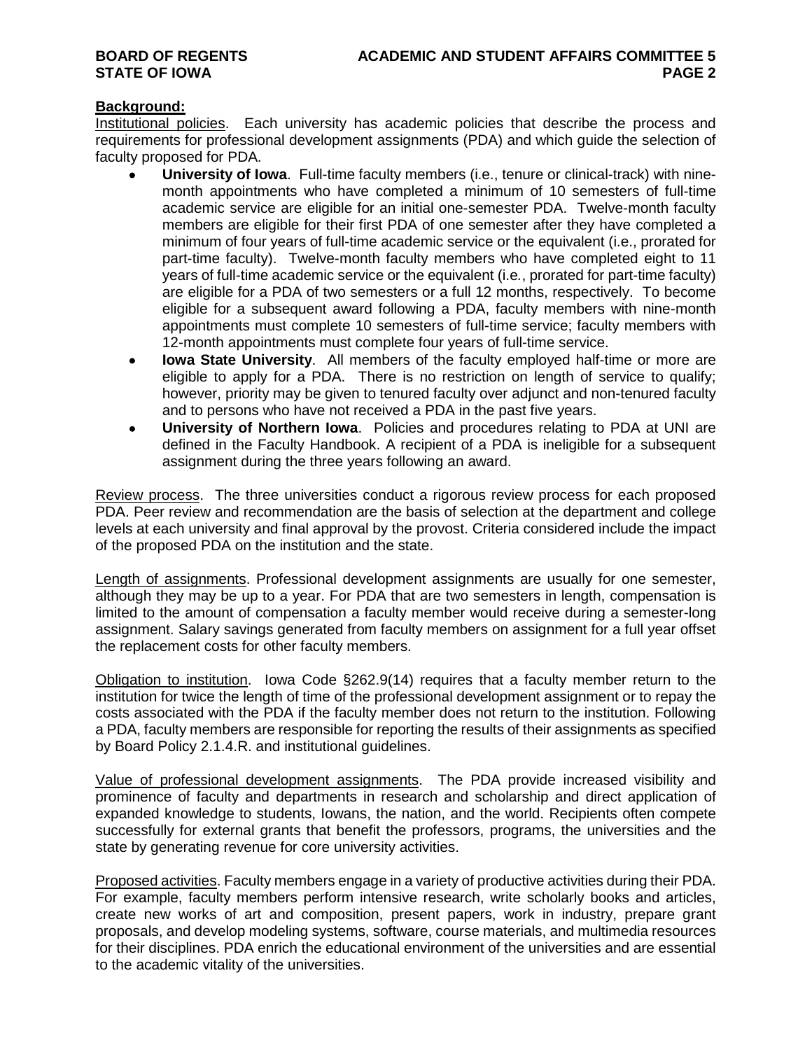**Background:**

Institutional policies. Each university has academic policies that describe the process and requirements for professional development assignments (PDA) and which guide the selection of faculty proposed for PDA.

- **University of Iowa**. Full-time faculty members (i.e., tenure or clinical-track) with nine-month appointments who have completed a minimum of 10 semesters of full-time academic service are eligible for an initial one-semester PDA. Twelve-month faculty members are eligible for their first PDA of one semester after they have completed a minimum of four years of full-time academic service or the equivalent (i.e., prorated for part-time faculty). Twelve-month faculty members who have completed eight to 11 years of full-time academic service or the equivalent (i.e., prorated for part-time faculty) are eligible for a PDA of two semesters or a full 12 months, respectively. To become eligible for a subsequent award following a PDA, faculty members with nine-month appointments must complete 10 semesters of full-time service; faculty members with 12-month appointments must complete four years of full-time service.
- **Iowa State University**. All members of the faculty employed half-time or more are eligible to apply for a PDA. There is no restriction on length of service to qualify; however, priority may be given to tenured faculty over adjunct and non-tenured faculty and to persons who have not received a PDA in the past five years.
- **University of Northern Iowa**. Policies and procedures relating to PDA at UNI are defined in the Faculty Handbook. A recipient of a PDA is ineligible for a subsequent assignment during the three years following an award.

Review process. The three universities conduct a rigorous review process for each proposed PDA. Peer review and recommendation are the basis of selection at the department and college levels at each university and final approval by the provost. Criteria considered include the impact of the proposed PDA on the institution and the state.

Length of assignments. Professional development assignments are usually for one semester, although they may be up to a year. For PDA that are two semesters in length, compensation is limited to the amount of compensation a faculty member would receive during a semester-long assignment. Salary savings generated from faculty members on assignment for a full year offset the replacement costs for other faculty members.

Obligation to institution. Iowa Code §262.9(14) requires that a faculty member return to the institution for twice the length of time of the professional development assignment or to repay the costs associated with the PDA if the faculty member does not return to the institution. Following a PDA, faculty members are responsible for reporting the results of their assignments as specified by Board Policy 2.1.4.R. and institutional guidelines.

Value of professional development assignments. The PDA provide increased visibility and prominence of faculty and departments in research and scholarship and direct application of expanded knowledge to students, Iowans, the nation, and the world. Recipients often compete successfully for external grants that benefit the professors, programs, the universities and the state by generating revenue for core university activities.

Proposed activities. Faculty members engage in a variety of productive activities during their PDA. For example, faculty members perform intensive research, write scholarly books and articles, create new works of art and composition, present papers, work in industry, prepare grant proposals, and develop modeling systems, software, course materials, and multimedia resources for their disciplines. PDA enrich the educational environment of the universities and are essential to the academic vitality of the universities.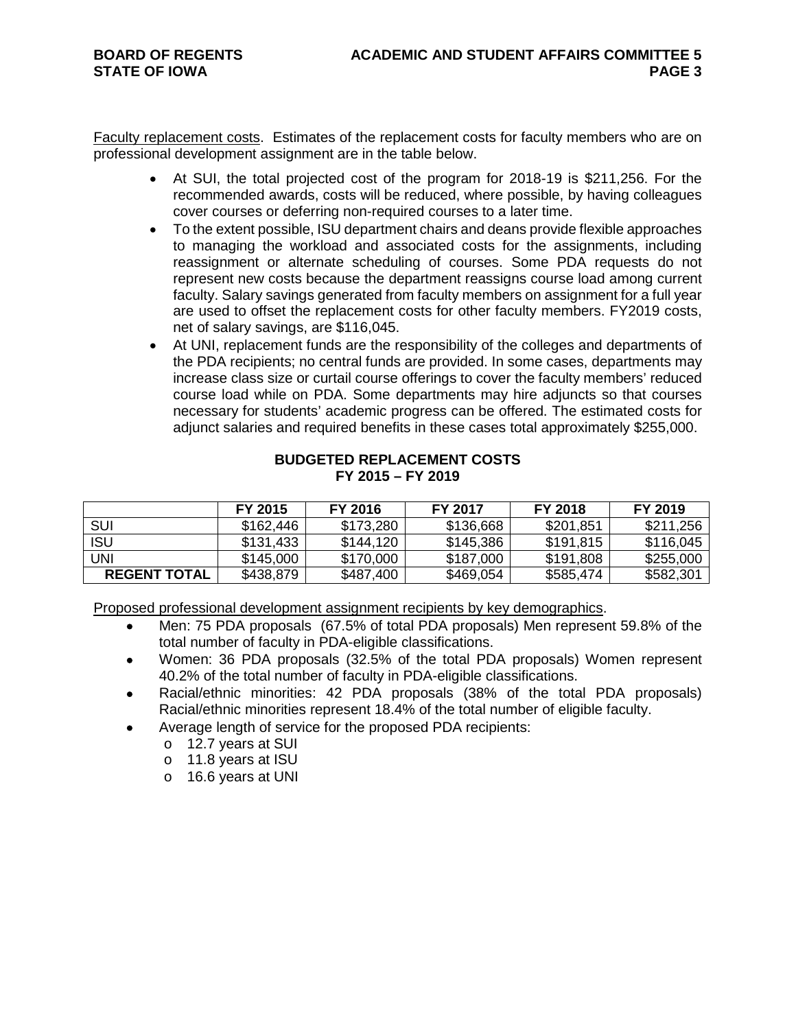Faculty replacement costs. Estimates of the replacement costs for faculty members who are on professional development assignment are in the table below.

- At SUI, the total projected cost of the program for 2018-19 is $211,256. For the recommended awards, costs will be reduced, where possible, by having colleagues cover courses or deferring non-required courses to a later time.
- To the extent possible, ISU department chairs and deans provide flexible approaches to managing the workload and associated costs for the assignments, including reassignment or alternate scheduling of courses. Some PDA requests do not represent new costs because the department reassigns course load among current faculty. Salary savings generated from faculty members on assignment for a full year are used to offset the replacement costs for other faculty members. FY2019 costs, net of salary savings, are $116,045.
- At UNI, replacement funds are the responsibility of the colleges and departments of the PDA recipients; no central funds are provided. In some cases, departments may increase class size or curtail course offerings to cover the faculty members' reduced course load while on PDA. Some departments may hire adjuncts so that courses necessary for students' academic progress can be offered. The estimated costs for adjunct salaries and required benefits in these cases total approximately $255,000.

**BUDGETED REPLACEMENT COSTS**
**FY 2015 – FY 2019**

| | FY 2015 | FY 2016 | FY 2017 | FY 2018 | FY 2019 |
|---|---|---|---|---|---|
| SUI | $162,446 | $173,280 | $136,668 | $201,851 | $211,256 |
| ISU | $131,433 | $144,120 | $145,386 | $191,815 | $116,045 |
| UNI | $145,000 | $170,000 | $187,000 | $191,808 | $255,000 |
| **REGENT TOTAL** | $438,879 | $487,400 | $469,054 | $585,474 | $582,301 |

Proposed professional development assignment recipients by key demographics.

- Men: 75 PDA proposals (67.5% of total PDA proposals) Men represent 59.8% of the total number of faculty in PDA-eligible classifications.
- Women: 36 PDA proposals (32.5% of the total PDA proposals) Women represent 40.2% of the total number of faculty in PDA-eligible classifications.
- Racial/ethnic minorities: 42 PDA proposals (38% of the total PDA proposals) Racial/ethnic minorities represent 18.4% of the total number of eligible faculty.
- Average length of service for the proposed PDA recipients:
  - 12.7 years at SUI
  - 11.8 years at ISU
  - 16.6 years at UNI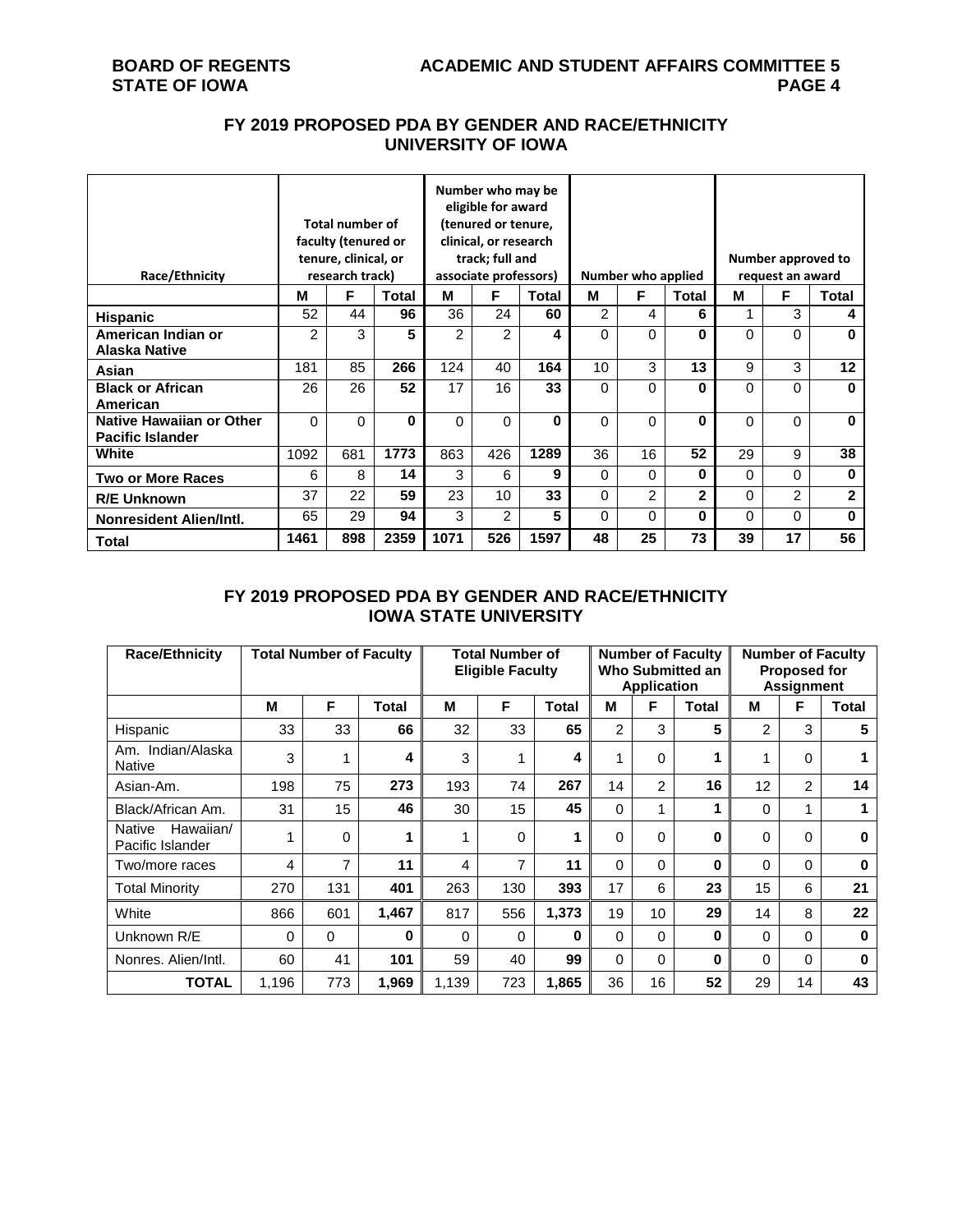## FY 2019 PROPOSED PDA BY GENDER AND RACE/ETHNICITY
## UNIVERSITY OF IOWA

| Race/Ethnicity | Total number of faculty (tenured or tenure, clinical, or research track) | | | Number who may be eligible for award (tenured or tenure, clinical, or research track; full and associate professors) | | | Number who applied | | | Number approved to request an award | | |
|---|---|---|---|---|---|---|---|---|---|---|---|---|
| | M | F | Total | M | F | Total | M | F | Total | M | F | Total |
| **Hispanic** | 52 | 44 | **96** | 36 | 24 | **60** | 2 | 4 | **6** | 1 | 3 | **4** |
| **American Indian or Alaska Native** | 2 | 3 | **5** | 2 | 2 | **4** | 0 | 0 | **0** | 0 | 0 | **0** |
| **Asian** | 181 | 85 | **266** | 124 | 40 | **164** | 10 | 3 | **13** | 9 | 3 | **12** |
| **Black or African American** | 26 | 26 | **52** | 17 | 16 | **33** | 0 | 0 | **0** | 0 | 0 | **0** |
| **Native Hawaiian or Other Pacific Islander** | 0 | 0 | **0** | 0 | 0 | **0** | 0 | 0 | **0** | 0 | 0 | **0** |
| **White** | 1092 | 681 | **1773** | 863 | 426 | **1289** | 36 | 16 | **52** | 29 | 9 | **38** |
| **Two or More Races** | 6 | 8 | **14** | 3 | 6 | **9** | 0 | 0 | **0** | 0 | 0 | **0** |
| **R/E Unknown** | 37 | 22 | **59** | 23 | 10 | **33** | 0 | 2 | **2** | 0 | 2 | **2** |
| **Nonresident Alien/Intl.** | 65 | 29 | **94** | 3 | 2 | **5** | 0 | 0 | **0** | 0 | 0 | **0** |
| **Total** | **1461** | **898** | **2359** | **1071** | **526** | **1597** | **48** | **25** | **73** | **39** | **17** | **56** |

## FY 2019 PROPOSED PDA BY GENDER AND RACE/ETHNICITY
## IOWA STATE UNIVERSITY

| Race/Ethnicity | Total Number of Faculty | | | Total Number of Eligible Faculty | | | Number of Faculty Who Submitted an Application | | | Number of Faculty Proposed for Assignment | | |
|---|---|---|---|---|---|---|---|---|---|---|---|---|
| | M | F | Total | M | F | Total | M | F | Total | M | F | Total |
| Hispanic | 33 | 33 | **66** | 32 | 33 | **65** | 2 | 3 | **5** | 2 | 3 | **5** |
| Am. Indian/Alaska Native | 3 | 1 | **4** | 3 | 1 | **4** | 1 | 0 | **1** | 1 | 0 | **1** |
| Asian-Am. | 198 | 75 | **273** | 193 | 74 | **267** | 14 | 2 | **16** | 12 | 2 | **14** |
| Black/African Am. | 31 | 15 | **46** | 30 | 15 | **45** | 0 | 1 | **1** | 0 | 1 | **1** |
| Native Hawaiian/ Pacific Islander | 1 | 0 | **1** | 1 | 0 | **1** | 0 | 0 | **0** | 0 | 0 | **0** |
| Two/more races | 4 | 7 | **11** | 4 | 7 | **11** | 0 | 0 | **0** | 0 | 0 | **0** |
| Total Minority | 270 | 131 | **401** | 263 | 130 | **393** | 17 | 6 | **23** | 15 | 6 | **21** |
| White | 866 | 601 | **1,467** | 817 | 556 | **1,373** | 19 | 10 | **29** | 14 | 8 | **22** |
| Unknown R/E | 0 | 0 | **0** | 0 | 0 | **0** | 0 | 0 | **0** | 0 | 0 | **0** |
| Nonres. Alien/Intl. | 60 | 41 | **101** | 59 | 40 | **99** | 0 | 0 | **0** | 0 | 0 | **0** |
| **TOTAL** | 1,196 | 773 | **1,969** | 1,139 | 723 | **1,865** | 36 | 16 | **52** | 29 | 14 | **43** |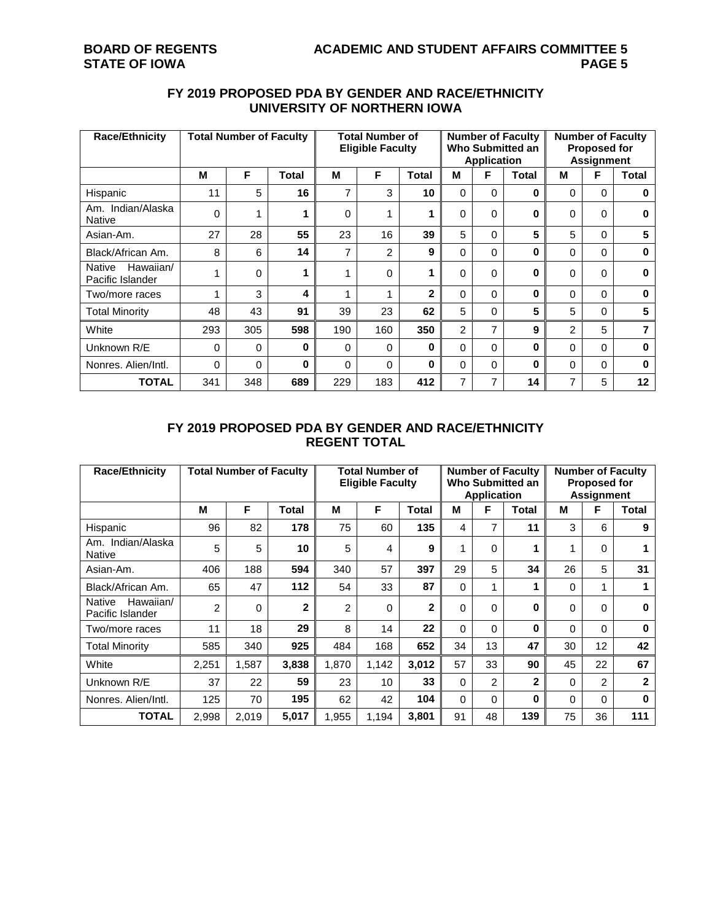## FY 2019 PROPOSED PDA BY GENDER AND RACE/ETHNICITY
## UNIVERSITY OF NORTHERN IOWA

| Race/Ethnicity | Total Number of Faculty | | | Total Number of Eligible Faculty | | | Number of Faculty Who Submitted an Application | | | Number of Faculty Proposed for Assignment | | |
|---|---|---|---|---|---|---|---|---|---|---|---|---|
| | M | F | Total | M | F | Total | M | F | Total | M | F | Total |
| Hispanic | 11 | 5 | **16** | 7 | 3 | **10** | 0 | 0 | **0** | 0 | 0 | **0** |
| Am. Indian/Alaska Native | 0 | 1 | **1** | 0 | 1 | **1** | 0 | 0 | **0** | 0 | 0 | **0** |
| Asian-Am. | 27 | 28 | **55** | 23 | 16 | **39** | 5 | 0 | **5** | 5 | 0 | **5** |
| Black/African Am. | 8 | 6 | **14** | 7 | 2 | **9** | 0 | 0 | **0** | 0 | 0 | **0** |
| Native Hawaiian/ Pacific Islander | 1 | 0 | **1** | 1 | 0 | **1** | 0 | 0 | **0** | 0 | 0 | **0** |
| Two/more races | 1 | 3 | **4** | 1 | 1 | **2** | 0 | 0 | **0** | 0 | 0 | **0** |
| Total Minority | 48 | 43 | **91** | 39 | 23 | **62** | 5 | 0 | **5** | 5 | 0 | **5** |
| White | 293 | 305 | **598** | 190 | 160 | **350** | 2 | 7 | **9** | 2 | 5 | **7** |
| Unknown R/E | 0 | 0 | **0** | 0 | 0 | **0** | 0 | 0 | **0** | 0 | 0 | **0** |
| Nonres. Alien/Intl. | 0 | 0 | **0** | 0 | 0 | **0** | 0 | 0 | **0** | 0 | 0 | **0** |
| **TOTAL** | 341 | 348 | **689** | 229 | 183 | **412** | 7 | 7 | **14** | 7 | 5 | **12** |

## FY 2019 PROPOSED PDA BY GENDER AND RACE/ETHNICITY
## REGENT TOTAL

| Race/Ethnicity | Total Number of Faculty | | | Total Number of Eligible Faculty | | | Number of Faculty Who Submitted an Application | | | Number of Faculty Proposed for Assignment | | |
|---|---|---|---|---|---|---|---|---|---|---|---|---|
| | M | F | Total | M | F | Total | M | F | Total | M | F | Total |
| Hispanic | 96 | 82 | **178** | 75 | 60 | **135** | 4 | 7 | **11** | 3 | 6 | **9** |
| Am. Indian/Alaska Native | 5 | 5 | **10** | 5 | 4 | **9** | 1 | 0 | **1** | 1 | 0 | **1** |
| Asian-Am. | 406 | 188 | **594** | 340 | 57 | **397** | 29 | 5 | **34** | 26 | 5 | **31** |
| Black/African Am. | 65 | 47 | **112** | 54 | 33 | **87** | 0 | 1 | **1** | 0 | 1 | **1** |
| Native Hawaiian/ Pacific Islander | 2 | 0 | **2** | 2 | 0 | **2** | 0 | 0 | **0** | 0 | 0 | **0** |
| Two/more races | 11 | 18 | **29** | 8 | 14 | **22** | 0 | 0 | **0** | 0 | 0 | **0** |
| Total Minority | 585 | 340 | **925** | 484 | 168 | **652** | 34 | 13 | **47** | 30 | 12 | **42** |
| White | 2,251 | 1,587 | **3,838** | 1,870 | 1,142 | **3,012** | 57 | 33 | **90** | 45 | 22 | **67** |
| Unknown R/E | 37 | 22 | **59** | 23 | 10 | **33** | 0 | 2 | **2** | 0 | 2 | **2** |
| Nonres. Alien/Intl. | 125 | 70 | **195** | 62 | 42 | **104** | 0 | 0 | **0** | 0 | 0 | **0** |
| **TOTAL** | 2,998 | 2,019 | **5,017** | 1,955 | 1,194 | **3,801** | 91 | 48 | **139** | 75 | 36 | **111** |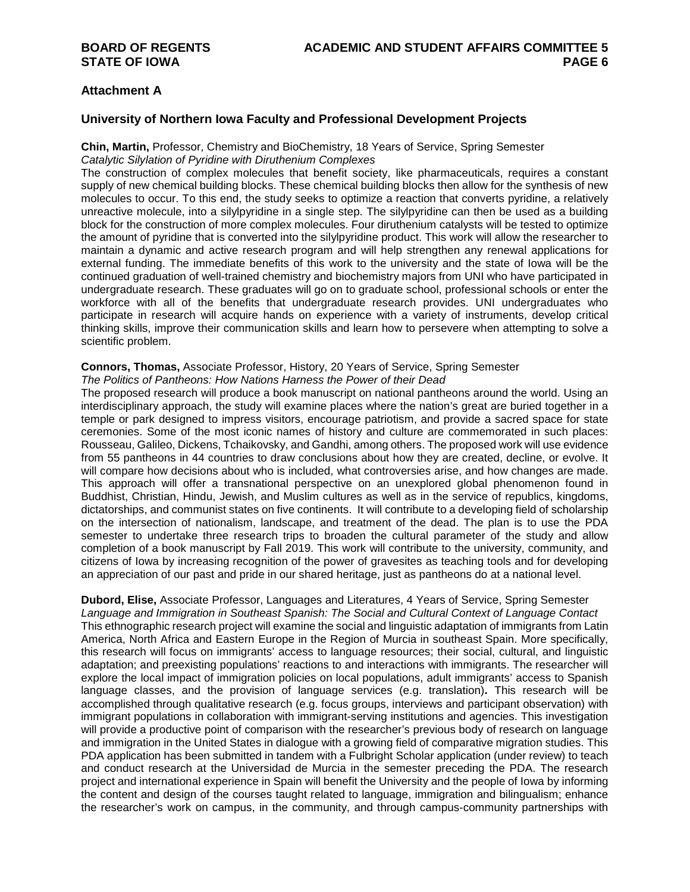## Attachment A

### University of Northern Iowa Faculty and Professional Development Projects

**Chin, Martin,** Professor, Chemistry and BioChemistry, 18 Years of Service, Spring Semester
*Catalytic Silylation of Pyridine with Diruthenium Complexes*
The construction of complex molecules that benefit society, like pharmaceuticals, requires a constant supply of new chemical building blocks. These chemical building blocks then allow for the synthesis of new molecules to occur. To this end, the study seeks to optimize a reaction that converts pyridine, a relatively unreactive molecule, into a silylpyridine in a single step. The silylpyridine can then be used as a building block for the construction of more complex molecules. Four diruthenium catalysts will be tested to optimize the amount of pyridine that is converted into the silylpyridine product. This work will allow the researcher to maintain a dynamic and active research program and will help strengthen any renewal applications for external funding. The immediate benefits of this work to the university and the state of Iowa will be the continued graduation of well-trained chemistry and biochemistry majors from UNI who have participated in undergraduate research. These graduates will go on to graduate school, professional schools or enter the workforce with all of the benefits that undergraduate research provides. UNI undergraduates who participate in research will acquire hands on experience with a variety of instruments, develop critical thinking skills, improve their communication skills and learn how to persevere when attempting to solve a scientific problem.

**Connors, Thomas,** Associate Professor, History, 20 Years of Service, Spring Semester
*The Politics of Pantheons: How Nations Harness the Power of their Dead*
The proposed research will produce a book manuscript on national pantheons around the world. Using an interdisciplinary approach, the study will examine places where the nation's great are buried together in a temple or park designed to impress visitors, encourage patriotism, and provide a sacred space for state ceremonies. Some of the most iconic names of history and culture are commemorated in such places: Rousseau, Galileo, Dickens, Tchaikovsky, and Gandhi, among others. The proposed work will use evidence from 55 pantheons in 44 countries to draw conclusions about how they are created, decline, or evolve. It will compare how decisions about who is included, what controversies arise, and how changes are made. This approach will offer a transnational perspective on an unexplored global phenomenon found in Buddhist, Christian, Hindu, Jewish, and Muslim cultures as well as in the service of republics, kingdoms, dictatorships, and communist states on five continents. It will contribute to a developing field of scholarship on the intersection of nationalism, landscape, and treatment of the dead. The plan is to use the PDA semester to undertake three research trips to broaden the cultural parameter of the study and allow completion of a book manuscript by Fall 2019. This work will contribute to the university, community, and citizens of Iowa by increasing recognition of the power of gravesites as teaching tools and for developing an appreciation of our past and pride in our shared heritage, just as pantheons do at a national level.

**Dubord, Elise,** Associate Professor, Languages and Literatures, 4 Years of Service, Spring Semester
*Language and Immigration in Southeast Spanish: The Social and Cultural Context of Language Contact*
This ethnographic research project will examine the social and linguistic adaptation of immigrants from Latin America, North Africa and Eastern Europe in the Region of Murcia in southeast Spain. More specifically, this research will focus on immigrants' access to language resources; their social, cultural, and linguistic adaptation; and preexisting populations' reactions to and interactions with immigrants. The researcher will explore the local impact of immigration policies on local populations, adult immigrants' access to Spanish language classes, and the provision of language services (e.g. translation)**.** This research will be accomplished through qualitative research (e.g. focus groups, interviews and participant observation) with immigrant populations in collaboration with immigrant-serving institutions and agencies. This investigation will provide a productive point of comparison with the researcher's previous body of research on language and immigration in the United States in dialogue with a growing field of comparative migration studies. This PDA application has been submitted in tandem with a Fulbright Scholar application (under review) to teach and conduct research at the Universidad de Murcia in the semester preceding the PDA. The research project and international experience in Spain will benefit the University and the people of Iowa by informing the content and design of the courses taught related to language, immigration and bilingualism; enhance the researcher's work on campus, in the community, and through campus-community partnerships with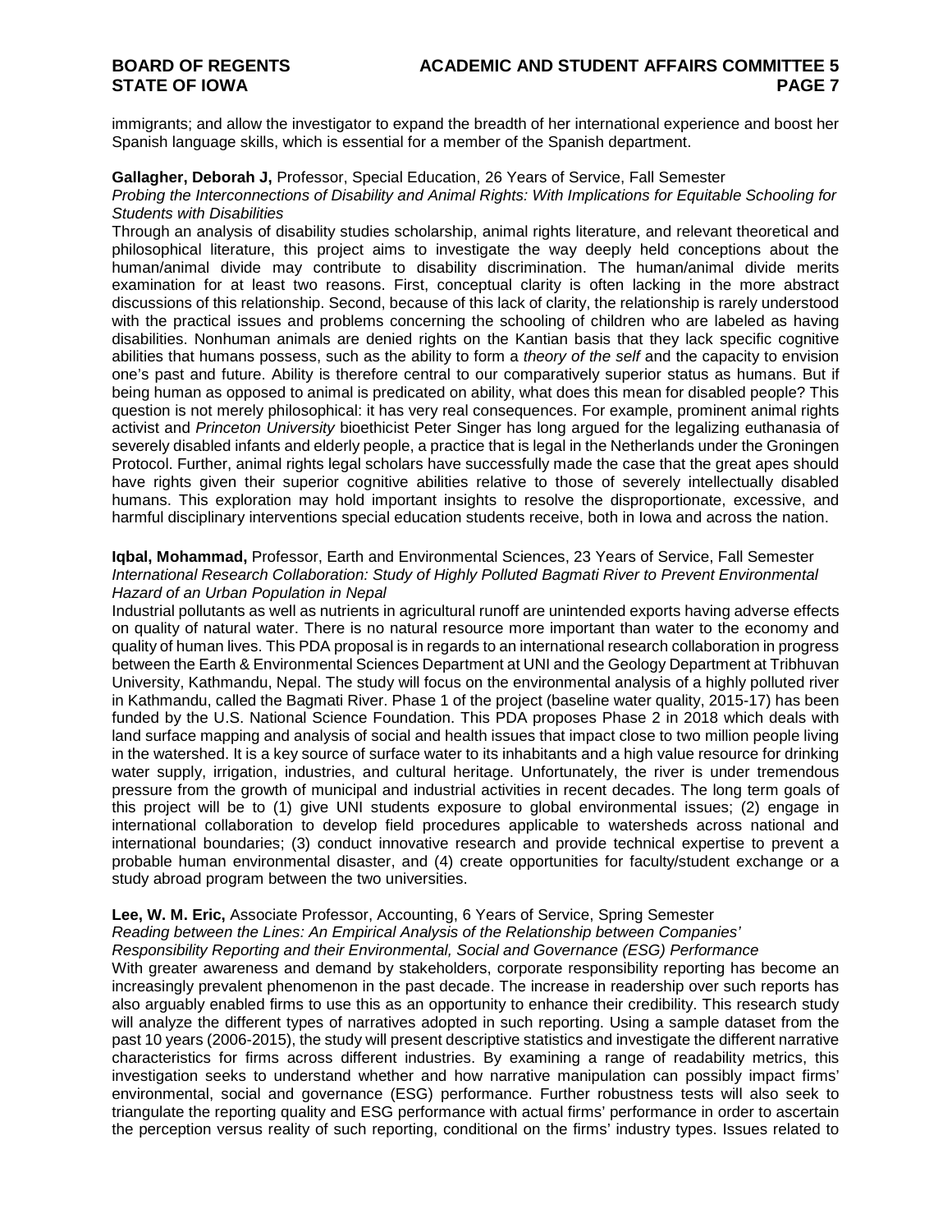immigrants; and allow the investigator to expand the breadth of her international experience and boost her Spanish language skills, which is essential for a member of the Spanish department.

**Gallagher, Deborah J,** Professor, Special Education, 26 Years of Service, Fall Semester
*Probing the Interconnections of Disability and Animal Rights: With Implications for Equitable Schooling for Students with Disabilities*
Through an analysis of disability studies scholarship, animal rights literature, and relevant theoretical and philosophical literature, this project aims to investigate the way deeply held conceptions about the human/animal divide may contribute to disability discrimination. The human/animal divide merits examination for at least two reasons. First, conceptual clarity is often lacking in the more abstract discussions of this relationship. Second, because of this lack of clarity, the relationship is rarely understood with the practical issues and problems concerning the schooling of children who are labeled as having disabilities. Nonhuman animals are denied rights on the Kantian basis that they lack specific cognitive abilities that humans possess, such as the ability to form a *theory of the self* and the capacity to envision one's past and future. Ability is therefore central to our comparatively superior status as humans. But if being human as opposed to animal is predicated on ability, what does this mean for disabled people? This question is not merely philosophical: it has very real consequences. For example, prominent animal rights activist and *Princeton University* bioethicist Peter Singer has long argued for the legalizing euthanasia of severely disabled infants and elderly people, a practice that is legal in the Netherlands under the Groningen Protocol. Further, animal rights legal scholars have successfully made the case that the great apes should have rights given their superior cognitive abilities relative to those of severely intellectually disabled humans. This exploration may hold important insights to resolve the disproportionate, excessive, and harmful disciplinary interventions special education students receive, both in Iowa and across the nation.

**Iqbal, Mohammad,** Professor, Earth and Environmental Sciences, 23 Years of Service, Fall Semester
*International Research Collaboration: Study of Highly Polluted Bagmati River to Prevent Environmental Hazard of an Urban Population in Nepal*
Industrial pollutants as well as nutrients in agricultural runoff are unintended exports having adverse effects on quality of natural water. There is no natural resource more important than water to the economy and quality of human lives. This PDA proposal is in regards to an international research collaboration in progress between the Earth & Environmental Sciences Department at UNI and the Geology Department at Tribhuvan University, Kathmandu, Nepal. The study will focus on the environmental analysis of a highly polluted river in Kathmandu, called the Bagmati River. Phase 1 of the project (baseline water quality, 2015-17) has been funded by the U.S. National Science Foundation. This PDA proposes Phase 2 in 2018 which deals with land surface mapping and analysis of social and health issues that impact close to two million people living in the watershed. It is a key source of surface water to its inhabitants and a high value resource for drinking water supply, irrigation, industries, and cultural heritage. Unfortunately, the river is under tremendous pressure from the growth of municipal and industrial activities in recent decades. The long term goals of this project will be to (1) give UNI students exposure to global environmental issues; (2) engage in international collaboration to develop field procedures applicable to watersheds across national and international boundaries; (3) conduct innovative research and provide technical expertise to prevent a probable human environmental disaster, and (4) create opportunities for faculty/student exchange or a study abroad program between the two universities.

**Lee, W. M. Eric,** Associate Professor, Accounting, 6 Years of Service, Spring Semester
*Reading between the Lines: An Empirical Analysis of the Relationship between Companies' Responsibility Reporting and their Environmental, Social and Governance (ESG) Performance*
With greater awareness and demand by stakeholders, corporate responsibility reporting has become an increasingly prevalent phenomenon in the past decade. The increase in readership over such reports has also arguably enabled firms to use this as an opportunity to enhance their credibility. This research study will analyze the different types of narratives adopted in such reporting. Using a sample dataset from the past 10 years (2006-2015), the study will present descriptive statistics and investigate the different narrative characteristics for firms across different industries. By examining a range of readability metrics, this investigation seeks to understand whether and how narrative manipulation can possibly impact firms' environmental, social and governance (ESG) performance. Further robustness tests will also seek to triangulate the reporting quality and ESG performance with actual firms' performance in order to ascertain the perception versus reality of such reporting, conditional on the firms' industry types. Issues related to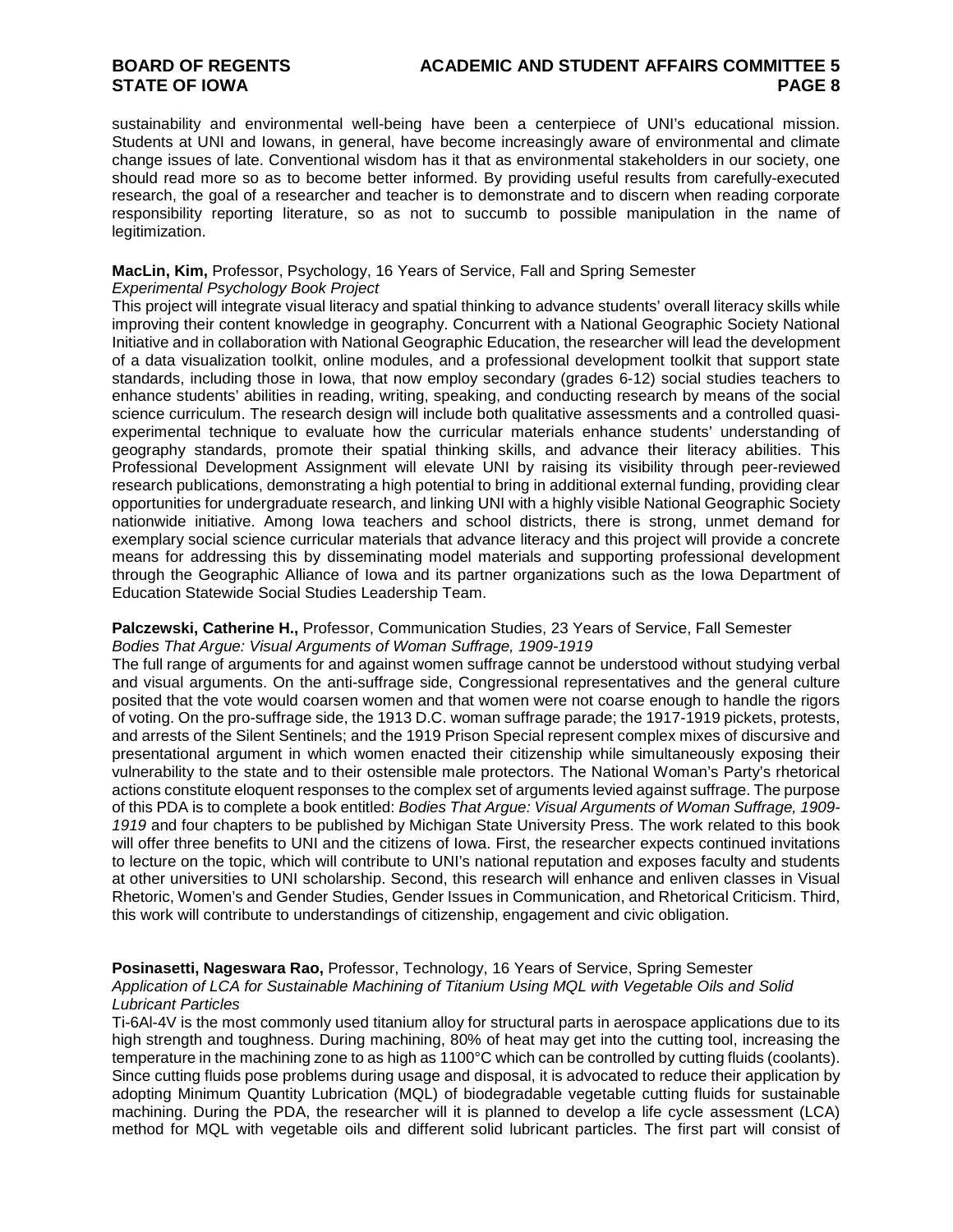sustainability and environmental well-being have been a centerpiece of UNI's educational mission. Students at UNI and Iowans, in general, have become increasingly aware of environmental and climate change issues of late. Conventional wisdom has it that as environmental stakeholders in our society, one should read more so as to become better informed. By providing useful results from carefully-executed research, the goal of a researcher and teacher is to demonstrate and to discern when reading corporate responsibility reporting literature, so as not to succumb to possible manipulation in the name of legitimization.

**MacLin, Kim,** Professor, Psychology, 16 Years of Service, Fall and Spring Semester
*Experimental Psychology Book Project*
This project will integrate visual literacy and spatial thinking to advance students' overall literacy skills while improving their content knowledge in geography. Concurrent with a National Geographic Society National Initiative and in collaboration with National Geographic Education, the researcher will lead the development of a data visualization toolkit, online modules, and a professional development toolkit that support state standards, including those in Iowa, that now employ secondary (grades 6-12) social studies teachers to enhance students' abilities in reading, writing, speaking, and conducting research by means of the social science curriculum. The research design will include both qualitative assessments and a controlled quasi-experimental technique to evaluate how the curricular materials enhance students' understanding of geography standards, promote their spatial thinking skills, and advance their literacy abilities. This Professional Development Assignment will elevate UNI by raising its visibility through peer-reviewed research publications, demonstrating a high potential to bring in additional external funding, providing clear opportunities for undergraduate research, and linking UNI with a highly visible National Geographic Society nationwide initiative. Among Iowa teachers and school districts, there is strong, unmet demand for exemplary social science curricular materials that advance literacy and this project will provide a concrete means for addressing this by disseminating model materials and supporting professional development through the Geographic Alliance of Iowa and its partner organizations such as the Iowa Department of Education Statewide Social Studies Leadership Team.

**Palczewski, Catherine H.,** Professor, Communication Studies, 23 Years of Service, Fall Semester
*Bodies That Argue: Visual Arguments of Woman Suffrage, 1909-1919*
The full range of arguments for and against women suffrage cannot be understood without studying verbal and visual arguments. On the anti-suffrage side, Congressional representatives and the general culture posited that the vote would coarsen women and that women were not coarse enough to handle the rigors of voting. On the pro-suffrage side, the 1913 D.C. woman suffrage parade; the 1917-1919 pickets, protests, and arrests of the Silent Sentinels; and the 1919 Prison Special represent complex mixes of discursive and presentational argument in which women enacted their citizenship while simultaneously exposing their vulnerability to the state and to their ostensible male protectors. The National Woman's Party's rhetorical actions constitute eloquent responses to the complex set of arguments levied against suffrage. The purpose of this PDA is to complete a book entitled: *Bodies That Argue: Visual Arguments of Woman Suffrage, 1909-1919* and four chapters to be published by Michigan State University Press. The work related to this book will offer three benefits to UNI and the citizens of Iowa. First, the researcher expects continued invitations to lecture on the topic, which will contribute to UNI's national reputation and exposes faculty and students at other universities to UNI scholarship. Second, this research will enhance and enliven classes in Visual Rhetoric, Women's and Gender Studies, Gender Issues in Communication, and Rhetorical Criticism. Third, this work will contribute to understandings of citizenship, engagement and civic obligation.

**Posinasetti, Nageswara Rao,** Professor, Technology, 16 Years of Service, Spring Semester
*Application of LCA for Sustainable Machining of Titanium Using MQL with Vegetable Oils and Solid Lubricant Particles*
Ti-6Al-4V is the most commonly used titanium alloy for structural parts in aerospace applications due to its high strength and toughness. During machining, 80% of heat may get into the cutting tool, increasing the temperature in the machining zone to as high as 1100°C which can be controlled by cutting fluids (coolants). Since cutting fluids pose problems during usage and disposal, it is advocated to reduce their application by adopting Minimum Quantity Lubrication (MQL) of biodegradable vegetable cutting fluids for sustainable machining. During the PDA, the researcher will it is planned to develop a life cycle assessment (LCA) method for MQL with vegetable oils and different solid lubricant particles. The first part will consist of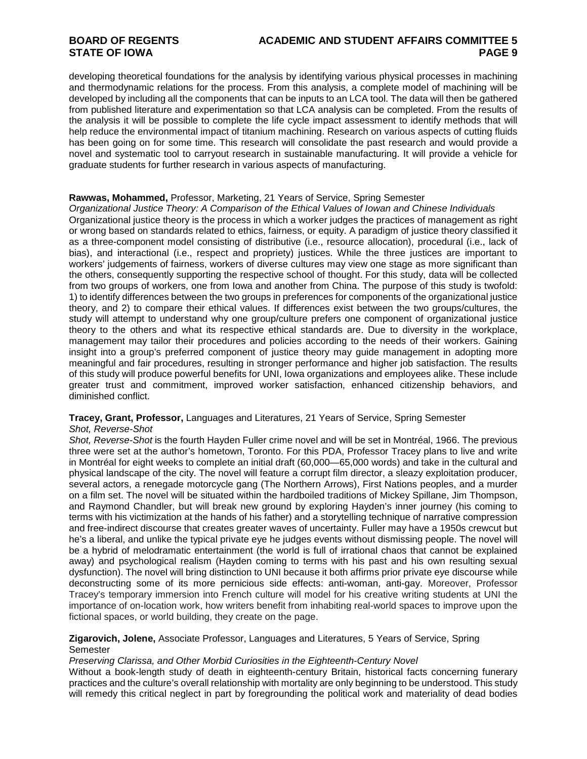developing theoretical foundations for the analysis by identifying various physical processes in machining and thermodynamic relations for the process. From this analysis, a complete model of machining will be developed by including all the components that can be inputs to an LCA tool. The data will then be gathered from published literature and experimentation so that LCA analysis can be completed. From the results of the analysis it will be possible to complete the life cycle impact assessment to identify methods that will help reduce the environmental impact of titanium machining. Research on various aspects of cutting fluids has been going on for some time. This research will consolidate the past research and would provide a novel and systematic tool to carryout research in sustainable manufacturing. It will provide a vehicle for graduate students for further research in various aspects of manufacturing.

**Rawwas, Mohammed,** Professor, Marketing, 21 Years of Service, Spring Semester
*Organizational Justice Theory: A Comparison of the Ethical Values of Iowan and Chinese Individuals*
Organizational justice theory is the process in which a worker judges the practices of management as right or wrong based on standards related to ethics, fairness, or equity. A paradigm of justice theory classified it as a three-component model consisting of distributive (i.e., resource allocation), procedural (i.e., lack of bias), and interactional (i.e., respect and propriety) justices. While the three justices are important to workers' judgements of fairness, workers of diverse cultures may view one stage as more significant than the others, consequently supporting the respective school of thought. For this study, data will be collected from two groups of workers, one from Iowa and another from China. The purpose of this study is twofold: 1) to identify differences between the two groups in preferences for components of the organizational justice theory, and 2) to compare their ethical values. If differences exist between the two groups/cultures, the study will attempt to understand why one group/culture prefers one component of organizational justice theory to the others and what its respective ethical standards are. Due to diversity in the workplace, management may tailor their procedures and policies according to the needs of their workers. Gaining insight into a group's preferred component of justice theory may guide management in adopting more meaningful and fair procedures, resulting in stronger performance and higher job satisfaction. The results of this study will produce powerful benefits for UNI, Iowa organizations and employees alike. These include greater trust and commitment, improved worker satisfaction, enhanced citizenship behaviors, and diminished conflict.

**Tracey, Grant, Professor,** Languages and Literatures, 21 Years of Service, Spring Semester
*Shot, Reverse-Shot*
*Shot, Reverse-Shot* is the fourth Hayden Fuller crime novel and will be set in Montréal, 1966. The previous three were set at the author's hometown, Toronto. For this PDA, Professor Tracey plans to live and write in Montréal for eight weeks to complete an initial draft (60,000—65,000 words) and take in the cultural and physical landscape of the city. The novel will feature a corrupt film director, a sleazy exploitation producer, several actors, a renegade motorcycle gang (The Northern Arrows), First Nations peoples, and a murder on a film set. The novel will be situated within the hardboiled traditions of Mickey Spillane, Jim Thompson, and Raymond Chandler, but will break new ground by exploring Hayden's inner journey (his coming to terms with his victimization at the hands of his father) and a storytelling technique of narrative compression and free-indirect discourse that creates greater waves of uncertainty. Fuller may have a 1950s crewcut but he's a liberal, and unlike the typical private eye he judges events without dismissing people. The novel will be a hybrid of melodramatic entertainment (the world is full of irrational chaos that cannot be explained away) and psychological realism (Hayden coming to terms with his past and his own resulting sexual dysfunction). The novel will bring distinction to UNI because it both affirms prior private eye discourse while deconstructing some of its more pernicious side effects: anti-woman, anti-gay. Moreover, Professor Tracey's temporary immersion into French culture will model for his creative writing students at UNI the importance of on-location work, how writers benefit from inhabiting real-world spaces to improve upon the fictional spaces, or world building, they create on the page.

**Zigarovich, Jolene,** Associate Professor, Languages and Literatures, 5 Years of Service, Spring Semester
*Preserving Clarissa, and Other Morbid Curiosities in the Eighteenth-Century Novel*
Without a book-length study of death in eighteenth-century Britain, historical facts concerning funerary practices and the culture's overall relationship with mortality are only beginning to be understood. This study will remedy this critical neglect in part by foregrounding the political work and materiality of dead bodies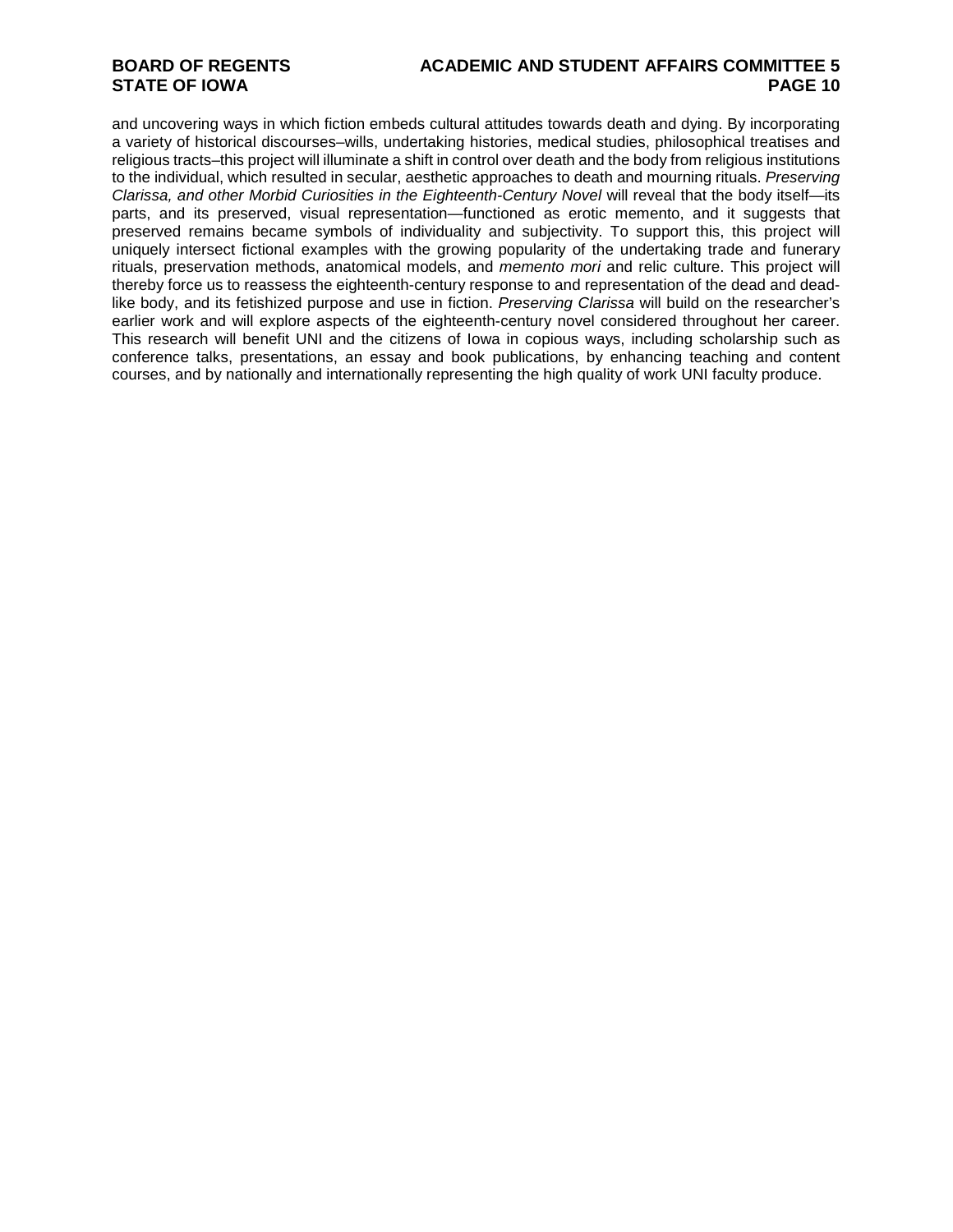and uncovering ways in which fiction embeds cultural attitudes towards death and dying. By incorporating a variety of historical discourses–wills, undertaking histories, medical studies, philosophical treatises and religious tracts–this project will illuminate a shift in control over death and the body from religious institutions to the individual, which resulted in secular, aesthetic approaches to death and mourning rituals. *Preserving Clarissa, and other Morbid Curiosities in the Eighteenth-Century Novel* will reveal that the body itself—its parts, and its preserved, visual representation—functioned as erotic memento, and it suggests that preserved remains became symbols of individuality and subjectivity. To support this, this project will uniquely intersect fictional examples with the growing popularity of the undertaking trade and funerary rituals, preservation methods, anatomical models, and *memento mori* and relic culture. This project will thereby force us to reassess the eighteenth-century response to and representation of the dead and dead-like body, and its fetishized purpose and use in fiction. *Preserving Clarissa* will build on the researcher's earlier work and will explore aspects of the eighteenth-century novel considered throughout her career. This research will benefit UNI and the citizens of Iowa in copious ways, including scholarship such as conference talks, presentations, an essay and book publications, by enhancing teaching and content courses, and by nationally and internationally representing the high quality of work UNI faculty produce.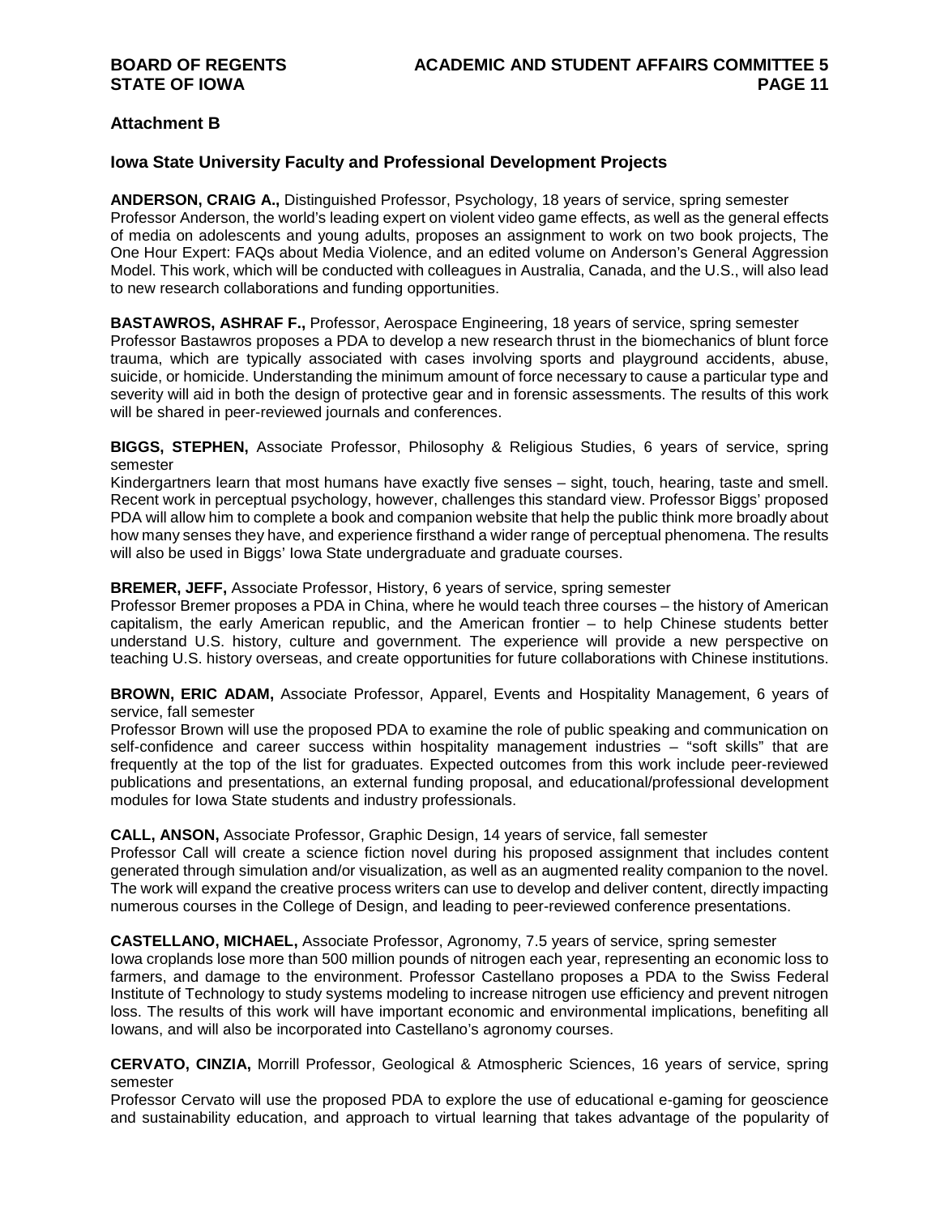## Attachment B

### Iowa State University Faculty and Professional Development Projects

**ANDERSON, CRAIG A.,** Distinguished Professor, Psychology, 18 years of service, spring semester
Professor Anderson, the world's leading expert on violent video game effects, as well as the general effects of media on adolescents and young adults, proposes an assignment to work on two book projects, The One Hour Expert: FAQs about Media Violence, and an edited volume on Anderson's General Aggression Model. This work, which will be conducted with colleagues in Australia, Canada, and the U.S., will also lead to new research collaborations and funding opportunities.

**BASTAWROS, ASHRAF F.,** Professor, Aerospace Engineering, 18 years of service, spring semester
Professor Bastawros proposes a PDA to develop a new research thrust in the biomechanics of blunt force trauma, which are typically associated with cases involving sports and playground accidents, abuse, suicide, or homicide. Understanding the minimum amount of force necessary to cause a particular type and severity will aid in both the design of protective gear and in forensic assessments. The results of this work will be shared in peer-reviewed journals and conferences.

**BIGGS, STEPHEN,** Associate Professor, Philosophy & Religious Studies, 6 years of service, spring semester
Kindergartners learn that most humans have exactly five senses – sight, touch, hearing, taste and smell. Recent work in perceptual psychology, however, challenges this standard view. Professor Biggs' proposed PDA will allow him to complete a book and companion website that help the public think more broadly about how many senses they have, and experience firsthand a wider range of perceptual phenomena. The results will also be used in Biggs' Iowa State undergraduate and graduate courses.

**BREMER, JEFF,** Associate Professor, History, 6 years of service, spring semester
Professor Bremer proposes a PDA in China, where he would teach three courses – the history of American capitalism, the early American republic, and the American frontier – to help Chinese students better understand U.S. history, culture and government. The experience will provide a new perspective on teaching U.S. history overseas, and create opportunities for future collaborations with Chinese institutions.

**BROWN, ERIC ADAM,** Associate Professor, Apparel, Events and Hospitality Management, 6 years of service, fall semester
Professor Brown will use the proposed PDA to examine the role of public speaking and communication on self-confidence and career success within hospitality management industries – "soft skills" that are frequently at the top of the list for graduates. Expected outcomes from this work include peer-reviewed publications and presentations, an external funding proposal, and educational/professional development modules for Iowa State students and industry professionals.

**CALL, ANSON,** Associate Professor, Graphic Design, 14 years of service, fall semester
Professor Call will create a science fiction novel during his proposed assignment that includes content generated through simulation and/or visualization, as well as an augmented reality companion to the novel. The work will expand the creative process writers can use to develop and deliver content, directly impacting numerous courses in the College of Design, and leading to peer-reviewed conference presentations.

**CASTELLANO, MICHAEL,** Associate Professor, Agronomy, 7.5 years of service, spring semester
Iowa croplands lose more than 500 million pounds of nitrogen each year, representing an economic loss to farmers, and damage to the environment. Professor Castellano proposes a PDA to the Swiss Federal Institute of Technology to study systems modeling to increase nitrogen use efficiency and prevent nitrogen loss. The results of this work will have important economic and environmental implications, benefiting all Iowans, and will also be incorporated into Castellano's agronomy courses.

**CERVATO, CINZIA,** Morrill Professor, Geological & Atmospheric Sciences, 16 years of service, spring semester
Professor Cervato will use the proposed PDA to explore the use of educational e-gaming for geoscience and sustainability education, and approach to virtual learning that takes advantage of the popularity of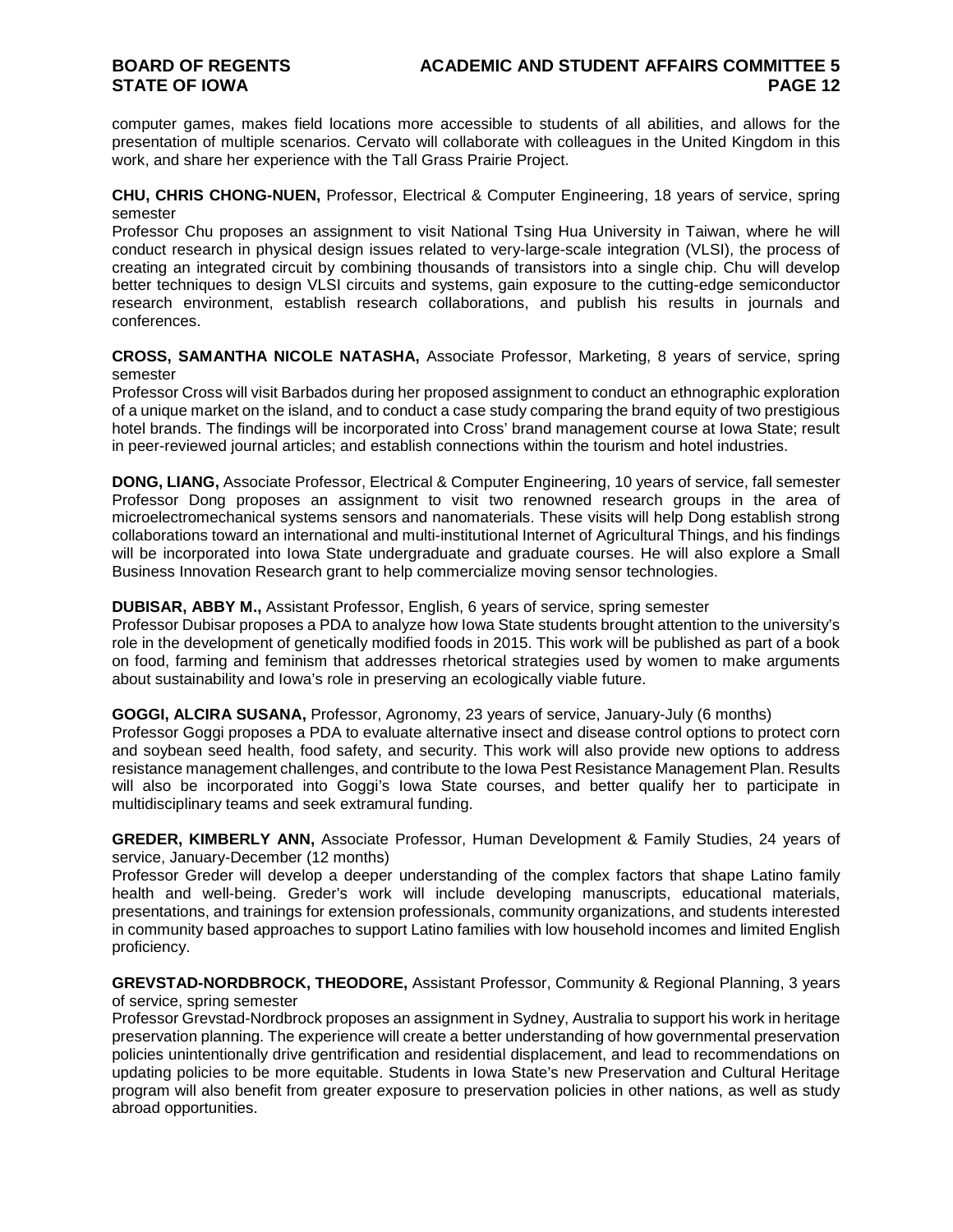computer games, makes field locations more accessible to students of all abilities, and allows for the presentation of multiple scenarios. Cervato will collaborate with colleagues in the United Kingdom in this work, and share her experience with the Tall Grass Prairie Project.

**CHU, CHRIS CHONG-NUEN,** Professor, Electrical & Computer Engineering, 18 years of service, spring semester
Professor Chu proposes an assignment to visit National Tsing Hua University in Taiwan, where he will conduct research in physical design issues related to very-large-scale integration (VLSI), the process of creating an integrated circuit by combining thousands of transistors into a single chip. Chu will develop better techniques to design VLSI circuits and systems, gain exposure to the cutting-edge semiconductor research environment, establish research collaborations, and publish his results in journals and conferences.

**CROSS, SAMANTHA NICOLE NATASHA,** Associate Professor, Marketing, 8 years of service, spring semester
Professor Cross will visit Barbados during her proposed assignment to conduct an ethnographic exploration of a unique market on the island, and to conduct a case study comparing the brand equity of two prestigious hotel brands. The findings will be incorporated into Cross' brand management course at Iowa State; result in peer-reviewed journal articles; and establish connections within the tourism and hotel industries.

**DONG, LIANG,** Associate Professor, Electrical & Computer Engineering, 10 years of service, fall semester
Professor Dong proposes an assignment to visit two renowned research groups in the area of microelectromechanical systems sensors and nanomaterials. These visits will help Dong establish strong collaborations toward an international and multi-institutional Internet of Agricultural Things, and his findings will be incorporated into Iowa State undergraduate and graduate courses. He will also explore a Small Business Innovation Research grant to help commercialize moving sensor technologies.

**DUBISAR, ABBY M.,** Assistant Professor, English, 6 years of service, spring semester
Professor Dubisar proposes a PDA to analyze how Iowa State students brought attention to the university's role in the development of genetically modified foods in 2015. This work will be published as part of a book on food, farming and feminism that addresses rhetorical strategies used by women to make arguments about sustainability and Iowa's role in preserving an ecologically viable future.

**GOGGI, ALCIRA SUSANA,** Professor, Agronomy, 23 years of service, January-July (6 months)
Professor Goggi proposes a PDA to evaluate alternative insect and disease control options to protect corn and soybean seed health, food safety, and security. This work will also provide new options to address resistance management challenges, and contribute to the Iowa Pest Resistance Management Plan. Results will also be incorporated into Goggi's Iowa State courses, and better qualify her to participate in multidisciplinary teams and seek extramural funding.

**GREDER, KIMBERLY ANN,** Associate Professor, Human Development & Family Studies, 24 years of service, January-December (12 months)
Professor Greder will develop a deeper understanding of the complex factors that shape Latino family health and well-being. Greder's work will include developing manuscripts, educational materials, presentations, and trainings for extension professionals, community organizations, and students interested in community based approaches to support Latino families with low household incomes and limited English proficiency.

**GREVSTAD-NORDBROCK, THEODORE,** Assistant Professor, Community & Regional Planning, 3 years of service, spring semester
Professor Grevstad-Nordbrock proposes an assignment in Sydney, Australia to support his work in heritage preservation planning. The experience will create a better understanding of how governmental preservation policies unintentionally drive gentrification and residential displacement, and lead to recommendations on updating policies to be more equitable. Students in Iowa State's new Preservation and Cultural Heritage program will also benefit from greater exposure to preservation policies in other nations, as well as study abroad opportunities.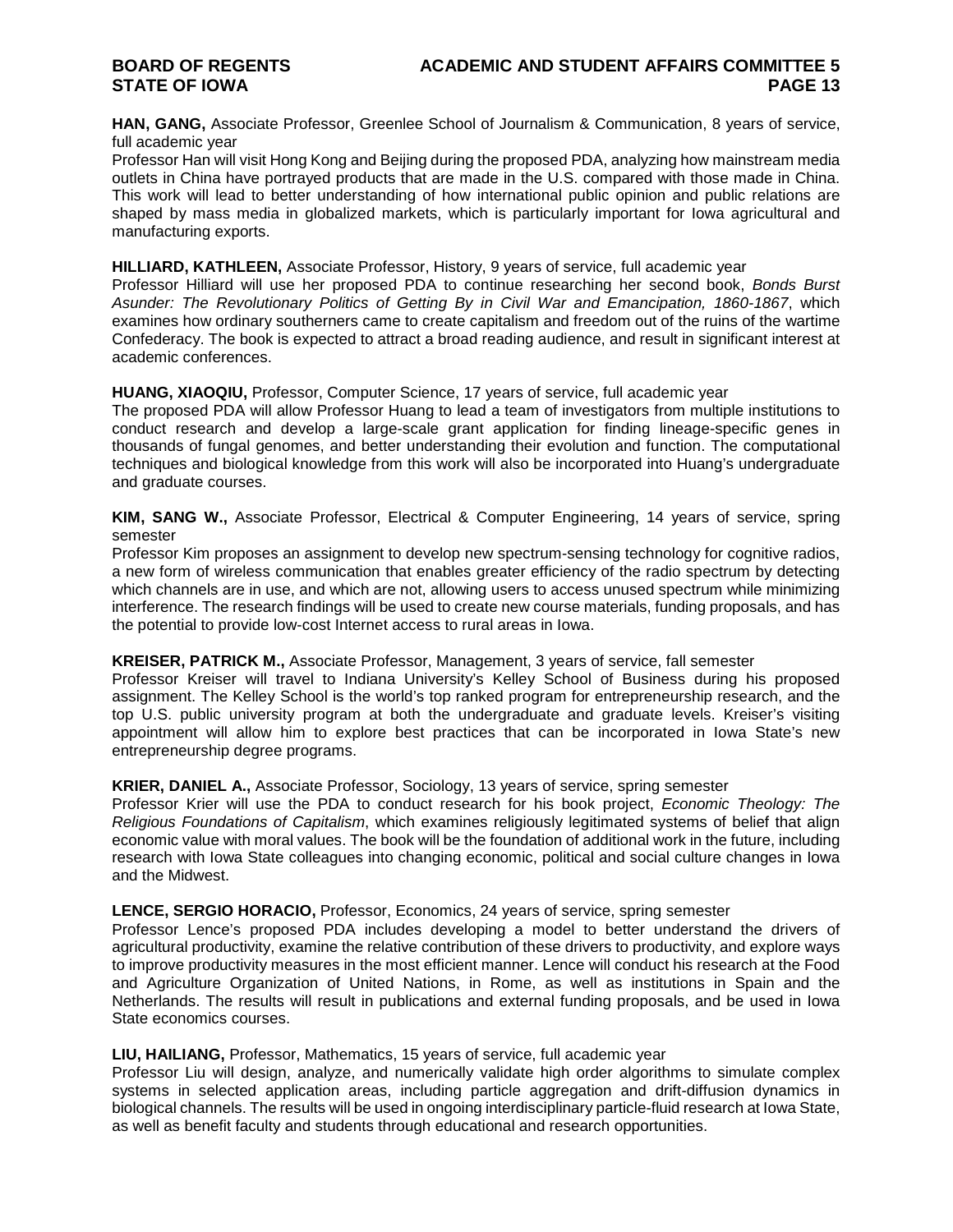**HAN, GANG,** Associate Professor, Greenlee School of Journalism & Communication, 8 years of service, full academic year

Professor Han will visit Hong Kong and Beijing during the proposed PDA, analyzing how mainstream media outlets in China have portrayed products that are made in the U.S. compared with those made in China. This work will lead to better understanding of how international public opinion and public relations are shaped by mass media in globalized markets, which is particularly important for Iowa agricultural and manufacturing exports.

**HILLIARD, KATHLEEN,** Associate Professor, History, 9 years of service, full academic year

Professor Hilliard will use her proposed PDA to continue researching her second book, *Bonds Burst Asunder: The Revolutionary Politics of Getting By in Civil War and Emancipation, 1860-1867*, which examines how ordinary southerners came to create capitalism and freedom out of the ruins of the wartime Confederacy. The book is expected to attract a broad reading audience, and result in significant interest at academic conferences.

**HUANG, XIAOQIU,** Professor, Computer Science, 17 years of service, full academic year

The proposed PDA will allow Professor Huang to lead a team of investigators from multiple institutions to conduct research and develop a large-scale grant application for finding lineage-specific genes in thousands of fungal genomes, and better understanding their evolution and function. The computational techniques and biological knowledge from this work will also be incorporated into Huang's undergraduate and graduate courses.

**KIM, SANG W.,** Associate Professor, Electrical & Computer Engineering, 14 years of service, spring semester

Professor Kim proposes an assignment to develop new spectrum-sensing technology for cognitive radios, a new form of wireless communication that enables greater efficiency of the radio spectrum by detecting which channels are in use, and which are not, allowing users to access unused spectrum while minimizing interference. The research findings will be used to create new course materials, funding proposals, and has the potential to provide low-cost Internet access to rural areas in Iowa.

**KREISER, PATRICK M.,** Associate Professor, Management, 3 years of service, fall semester

Professor Kreiser will travel to Indiana University's Kelley School of Business during his proposed assignment. The Kelley School is the world's top ranked program for entrepreneurship research, and the top U.S. public university program at both the undergraduate and graduate levels. Kreiser's visiting appointment will allow him to explore best practices that can be incorporated in Iowa State's new entrepreneurship degree programs.

**KRIER, DANIEL A.,** Associate Professor, Sociology, 13 years of service, spring semester

Professor Krier will use the PDA to conduct research for his book project, *Economic Theology: The Religious Foundations of Capitalism*, which examines religiously legitimated systems of belief that align economic value with moral values. The book will be the foundation of additional work in the future, including research with Iowa State colleagues into changing economic, political and social culture changes in Iowa and the Midwest.

**LENCE, SERGIO HORACIO,** Professor, Economics, 24 years of service, spring semester

Professor Lence's proposed PDA includes developing a model to better understand the drivers of agricultural productivity, examine the relative contribution of these drivers to productivity, and explore ways to improve productivity measures in the most efficient manner. Lence will conduct his research at the Food and Agriculture Organization of United Nations, in Rome, as well as institutions in Spain and the Netherlands. The results will result in publications and external funding proposals, and be used in Iowa State economics courses.

**LIU, HAILIANG,** Professor, Mathematics, 15 years of service, full academic year

Professor Liu will design, analyze, and numerically validate high order algorithms to simulate complex systems in selected application areas, including particle aggregation and drift-diffusion dynamics in biological channels. The results will be used in ongoing interdisciplinary particle-fluid research at Iowa State, as well as benefit faculty and students through educational and research opportunities.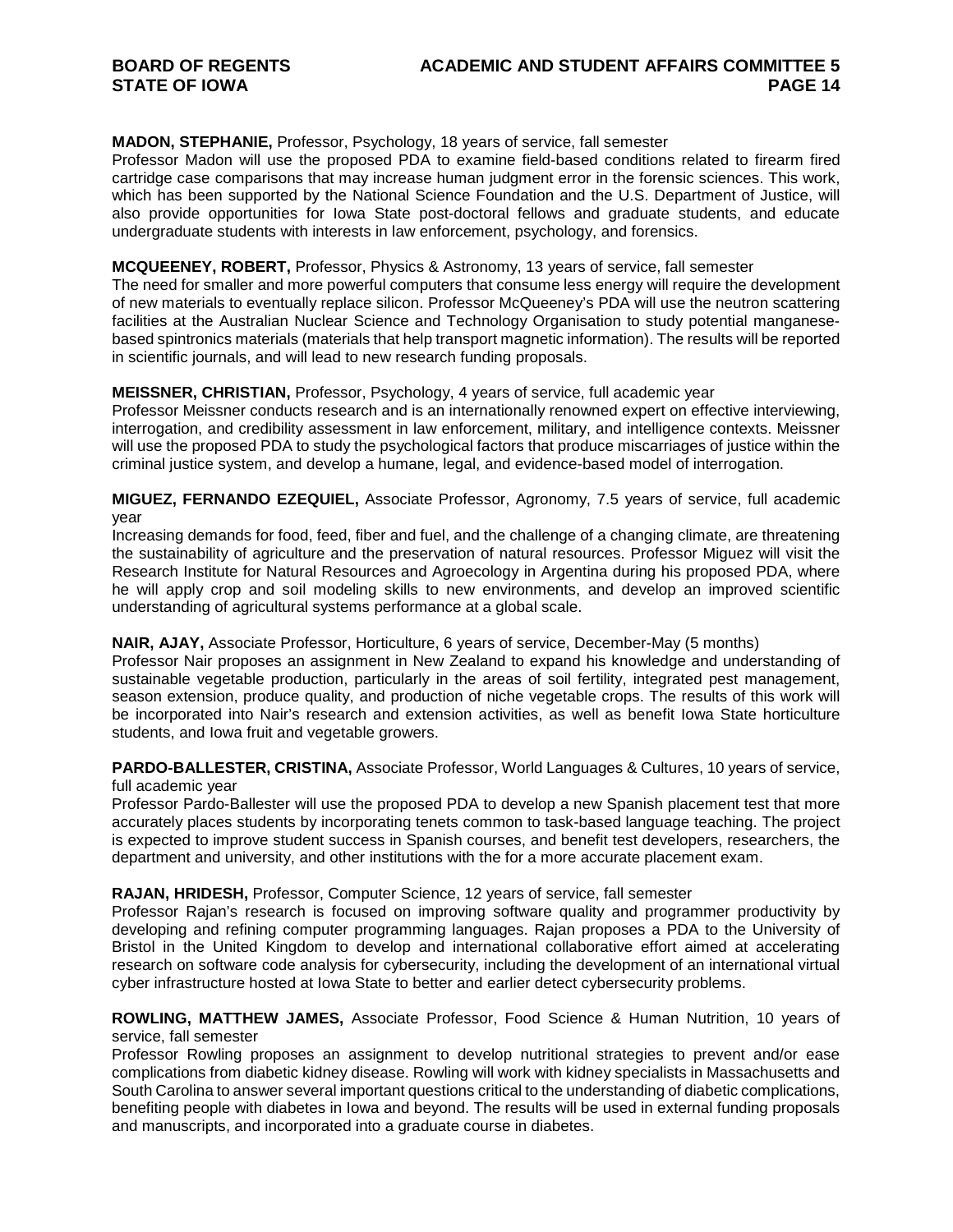**MADON, STEPHANIE,** Professor, Psychology, 18 years of service, fall semester
Professor Madon will use the proposed PDA to examine field-based conditions related to firearm fired cartridge case comparisons that may increase human judgment error in the forensic sciences. This work, which has been supported by the National Science Foundation and the U.S. Department of Justice, will also provide opportunities for Iowa State post-doctoral fellows and graduate students, and educate undergraduate students with interests in law enforcement, psychology, and forensics.

**MCQUEENEY, ROBERT,** Professor, Physics & Astronomy, 13 years of service, fall semester
The need for smaller and more powerful computers that consume less energy will require the development of new materials to eventually replace silicon. Professor McQueeney's PDA will use the neutron scattering facilities at the Australian Nuclear Science and Technology Organisation to study potential manganese-based spintronics materials (materials that help transport magnetic information). The results will be reported in scientific journals, and will lead to new research funding proposals.

**MEISSNER, CHRISTIAN,** Professor, Psychology, 4 years of service, full academic year
Professor Meissner conducts research and is an internationally renowned expert on effective interviewing, interrogation, and credibility assessment in law enforcement, military, and intelligence contexts. Meissner will use the proposed PDA to study the psychological factors that produce miscarriages of justice within the criminal justice system, and develop a humane, legal, and evidence-based model of interrogation.

**MIGUEZ, FERNANDO EZEQUIEL,** Associate Professor, Agronomy, 7.5 years of service, full academic year
Increasing demands for food, feed, fiber and fuel, and the challenge of a changing climate, are threatening the sustainability of agriculture and the preservation of natural resources. Professor Miguez will visit the Research Institute for Natural Resources and Agroecology in Argentina during his proposed PDA, where he will apply crop and soil modeling skills to new environments, and develop an improved scientific understanding of agricultural systems performance at a global scale.

**NAIR, AJAY,** Associate Professor, Horticulture, 6 years of service, December-May (5 months)
Professor Nair proposes an assignment in New Zealand to expand his knowledge and understanding of sustainable vegetable production, particularly in the areas of soil fertility, integrated pest management, season extension, produce quality, and production of niche vegetable crops. The results of this work will be incorporated into Nair's research and extension activities, as well as benefit Iowa State horticulture students, and Iowa fruit and vegetable growers.

**PARDO-BALLESTER, CRISTINA,** Associate Professor, World Languages & Cultures, 10 years of service, full academic year
Professor Pardo-Ballester will use the proposed PDA to develop a new Spanish placement test that more accurately places students by incorporating tenets common to task-based language teaching. The project is expected to improve student success in Spanish courses, and benefit test developers, researchers, the department and university, and other institutions with the for a more accurate placement exam.

**RAJAN, HRIDESH,** Professor, Computer Science, 12 years of service, fall semester
Professor Rajan's research is focused on improving software quality and programmer productivity by developing and refining computer programming languages. Rajan proposes a PDA to the University of Bristol in the United Kingdom to develop and international collaborative effort aimed at accelerating research on software code analysis for cybersecurity, including the development of an international virtual cyber infrastructure hosted at Iowa State to better and earlier detect cybersecurity problems.

**ROWLING, MATTHEW JAMES,** Associate Professor, Food Science & Human Nutrition, 10 years of service, fall semester
Professor Rowling proposes an assignment to develop nutritional strategies to prevent and/or ease complications from diabetic kidney disease. Rowling will work with kidney specialists in Massachusetts and South Carolina to answer several important questions critical to the understanding of diabetic complications, benefiting people with diabetes in Iowa and beyond. The results will be used in external funding proposals and manuscripts, and incorporated into a graduate course in diabetes.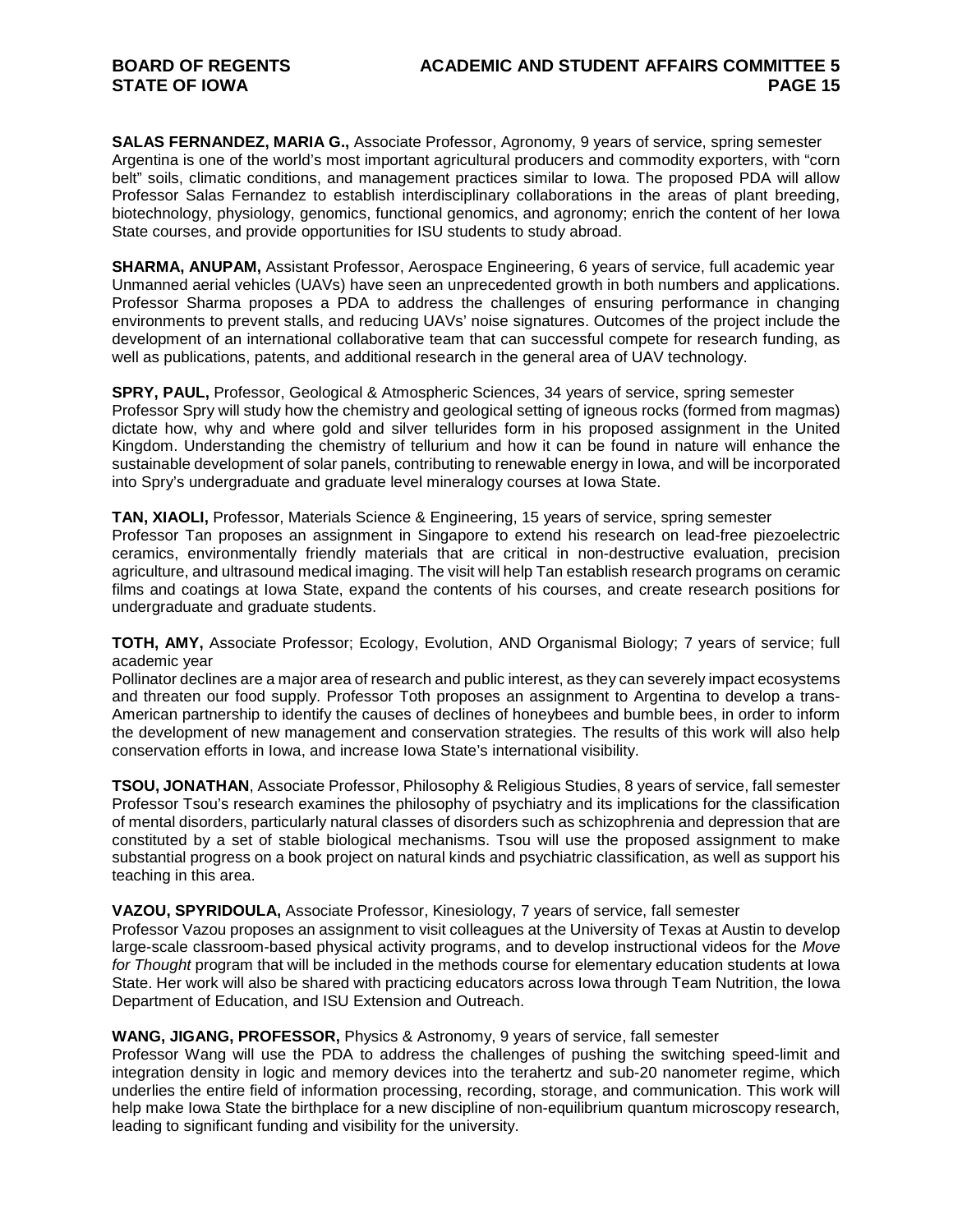**SALAS FERNANDEZ, MARIA G.,** Associate Professor, Agronomy, 9 years of service, spring semester
Argentina is one of the world's most important agricultural producers and commodity exporters, with "corn belt" soils, climatic conditions, and management practices similar to Iowa. The proposed PDA will allow Professor Salas Fernandez to establish interdisciplinary collaborations in the areas of plant breeding, biotechnology, physiology, genomics, functional genomics, and agronomy; enrich the content of her Iowa State courses, and provide opportunities for ISU students to study abroad.

**SHARMA, ANUPAM,** Assistant Professor, Aerospace Engineering, 6 years of service, full academic year
Unmanned aerial vehicles (UAVs) have seen an unprecedented growth in both numbers and applications. Professor Sharma proposes a PDA to address the challenges of ensuring performance in changing environments to prevent stalls, and reducing UAVs' noise signatures. Outcomes of the project include the development of an international collaborative team that can successful compete for research funding, as well as publications, patents, and additional research in the general area of UAV technology.

**SPRY, PAUL,** Professor, Geological & Atmospheric Sciences, 34 years of service, spring semester
Professor Spry will study how the chemistry and geological setting of igneous rocks (formed from magmas) dictate how, why and where gold and silver tellurides form in his proposed assignment in the United Kingdom. Understanding the chemistry of tellurium and how it can be found in nature will enhance the sustainable development of solar panels, contributing to renewable energy in Iowa, and will be incorporated into Spry's undergraduate and graduate level mineralogy courses at Iowa State.

**TAN, XIAOLI,** Professor, Materials Science & Engineering, 15 years of service, spring semester
Professor Tan proposes an assignment in Singapore to extend his research on lead-free piezoelectric ceramics, environmentally friendly materials that are critical in non-destructive evaluation, precision agriculture, and ultrasound medical imaging. The visit will help Tan establish research programs on ceramic films and coatings at Iowa State, expand the contents of his courses, and create research positions for undergraduate and graduate students.

**TOTH, AMY,** Associate Professor; Ecology, Evolution, AND Organismal Biology; 7 years of service; full academic year
Pollinator declines are a major area of research and public interest, as they can severely impact ecosystems and threaten our food supply. Professor Toth proposes an assignment to Argentina to develop a trans-American partnership to identify the causes of declines of honeybees and bumble bees, in order to inform the development of new management and conservation strategies. The results of this work will also help conservation efforts in Iowa, and increase Iowa State's international visibility.

**TSOU, JONATHAN**, Associate Professor, Philosophy & Religious Studies, 8 years of service, fall semester
Professor Tsou's research examines the philosophy of psychiatry and its implications for the classification of mental disorders, particularly natural classes of disorders such as schizophrenia and depression that are constituted by a set of stable biological mechanisms. Tsou will use the proposed assignment to make substantial progress on a book project on natural kinds and psychiatric classification, as well as support his teaching in this area.

**VAZOU, SPYRIDOULA,** Associate Professor, Kinesiology, 7 years of service, fall semester
Professor Vazou proposes an assignment to visit colleagues at the University of Texas at Austin to develop large-scale classroom-based physical activity programs, and to develop instructional videos for the *Move for Thought* program that will be included in the methods course for elementary education students at Iowa State. Her work will also be shared with practicing educators across Iowa through Team Nutrition, the Iowa Department of Education, and ISU Extension and Outreach.

**WANG, JIGANG, PROFESSOR,** Physics & Astronomy, 9 years of service, fall semester
Professor Wang will use the PDA to address the challenges of pushing the switching speed-limit and integration density in logic and memory devices into the terahertz and sub-20 nanometer regime, which underlies the entire field of information processing, recording, storage, and communication. This work will help make Iowa State the birthplace for a new discipline of non-equilibrium quantum microscopy research, leading to significant funding and visibility for the university.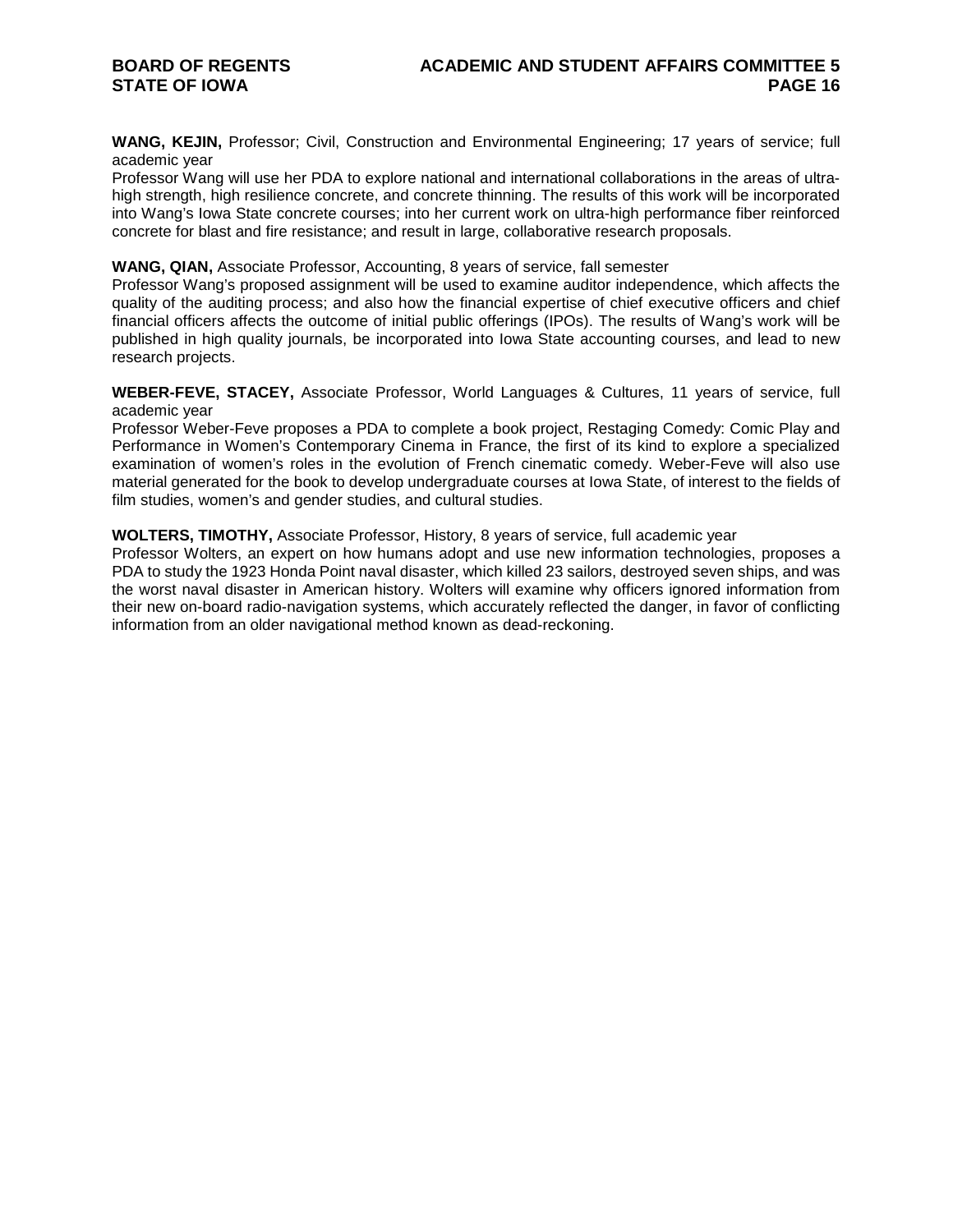**WANG, KEJIN,** Professor; Civil, Construction and Environmental Engineering; 17 years of service; full academic year
Professor Wang will use her PDA to explore national and international collaborations in the areas of ultra-high strength, high resilience concrete, and concrete thinning. The results of this work will be incorporated into Wang's Iowa State concrete courses; into her current work on ultra-high performance fiber reinforced concrete for blast and fire resistance; and result in large, collaborative research proposals.

**WANG, QIAN,** Associate Professor, Accounting, 8 years of service, fall semester
Professor Wang's proposed assignment will be used to examine auditor independence, which affects the quality of the auditing process; and also how the financial expertise of chief executive officers and chief financial officers affects the outcome of initial public offerings (IPOs). The results of Wang's work will be published in high quality journals, be incorporated into Iowa State accounting courses, and lead to new research projects.

**WEBER-FEVE, STACEY,** Associate Professor, World Languages & Cultures, 11 years of service, full academic year
Professor Weber-Feve proposes a PDA to complete a book project, Restaging Comedy: Comic Play and Performance in Women's Contemporary Cinema in France, the first of its kind to explore a specialized examination of women's roles in the evolution of French cinematic comedy. Weber-Feve will also use material generated for the book to develop undergraduate courses at Iowa State, of interest to the fields of film studies, women's and gender studies, and cultural studies.

**WOLTERS, TIMOTHY,** Associate Professor, History, 8 years of service, full academic year
Professor Wolters, an expert on how humans adopt and use new information technologies, proposes a PDA to study the 1923 Honda Point naval disaster, which killed 23 sailors, destroyed seven ships, and was the worst naval disaster in American history. Wolters will examine why officers ignored information from their new on-board radio-navigation systems, which accurately reflected the danger, in favor of conflicting information from an older navigational method known as dead-reckoning.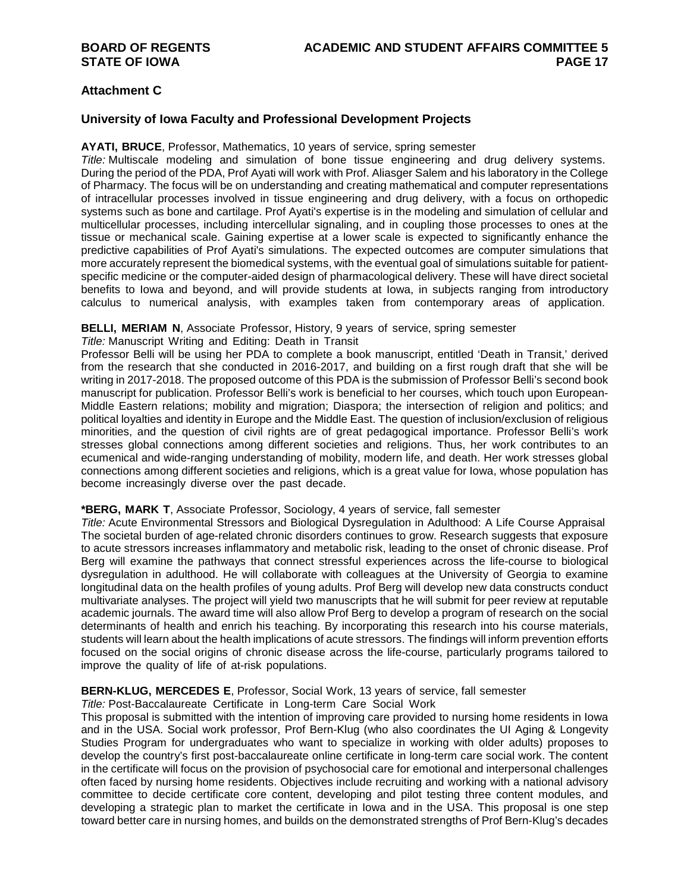## Attachment C

### University of Iowa Faculty and Professional Development Projects

**AYATI, BRUCE**, Professor, Mathematics, 10 years of service, spring semester
*Title:* Multiscale modeling and simulation of bone tissue engineering and drug delivery systems. During the period of the PDA, Prof Ayati will work with Prof. Aliasger Salem and his laboratory in the College of Pharmacy. The focus will be on understanding and creating mathematical and computer representations of intracellular processes involved in tissue engineering and drug delivery, with a focus on orthopedic systems such as bone and cartilage. Prof Ayati's expertise is in the modeling and simulation of cellular and multicellular processes, including intercellular signaling, and in coupling those processes to ones at the tissue or mechanical scale. Gaining expertise at a lower scale is expected to significantly enhance the predictive capabilities of Prof Ayati's simulations. The expected outcomes are computer simulations that more accurately represent the biomedical systems, with the eventual goal of simulations suitable for patient-specific medicine or the computer-aided design of pharmacological delivery. These will have direct societal benefits to Iowa and beyond, and will provide students at Iowa, in subjects ranging from introductory calculus to numerical analysis, with examples taken from contemporary areas of application.

**BELLI, MERIAM N**, Associate Professor, History, 9 years of service, spring semester
*Title:* Manuscript Writing and Editing: Death in Transit
Professor Belli will be using her PDA to complete a book manuscript, entitled 'Death in Transit,' derived from the research that she conducted in 2016-2017, and building on a first rough draft that she will be writing in 2017-2018. The proposed outcome of this PDA is the submission of Professor Belli's second book manuscript for publication. Professor Belli's work is beneficial to her courses, which touch upon European-Middle Eastern relations; mobility and migration; Diaspora; the intersection of religion and politics; and political loyalties and identity in Europe and the Middle East. The question of inclusion/exclusion of religious minorities, and the question of civil rights are of great pedagogical importance. Professor Belli's work stresses global connections among different societies and religions. Thus, her work contributes to an ecumenical and wide-ranging understanding of mobility, modern life, and death. Her work stresses global connections among different societies and religions, which is a great value for Iowa, whose population has become increasingly diverse over the past decade.

**\*BERG, MARK T**, Associate Professor, Sociology, 4 years of service, fall semester
*Title:* Acute Environmental Stressors and Biological Dysregulation in Adulthood: A Life Course Appraisal
The societal burden of age-related chronic disorders continues to grow. Research suggests that exposure to acute stressors increases inflammatory and metabolic risk, leading to the onset of chronic disease. Prof Berg will examine the pathways that connect stressful experiences across the life-course to biological dysregulation in adulthood. He will collaborate with colleagues at the University of Georgia to examine longitudinal data on the health profiles of young adults. Prof Berg will develop new data constructs conduct multivariate analyses. The project will yield two manuscripts that he will submit for peer review at reputable academic journals. The award time will also allow Prof Berg to develop a program of research on the social determinants of health and enrich his teaching. By incorporating this research into his course materials, students will learn about the health implications of acute stressors. The findings will inform prevention efforts focused on the social origins of chronic disease across the life-course, particularly programs tailored to improve the quality of life of at-risk populations.

**BERN-KLUG, MERCEDES E**, Professor, Social Work, 13 years of service, fall semester
*Title:* Post-Baccalaureate Certificate in Long-term Care Social Work
This proposal is submitted with the intention of improving care provided to nursing home residents in Iowa and in the USA. Social work professor, Prof Bern-Klug (who also coordinates the UI Aging & Longevity Studies Program for undergraduates who want to specialize in working with older adults) proposes to develop the country's first post-baccalaureate online certificate in long-term care social work. The content in the certificate will focus on the provision of psychosocial care for emotional and interpersonal challenges often faced by nursing home residents. Objectives include recruiting and working with a national advisory committee to decide certificate core content, developing and pilot testing three content modules, and developing a strategic plan to market the certificate in Iowa and in the USA. This proposal is one step toward better care in nursing homes, and builds on the demonstrated strengths of Prof Bern-Klug's decades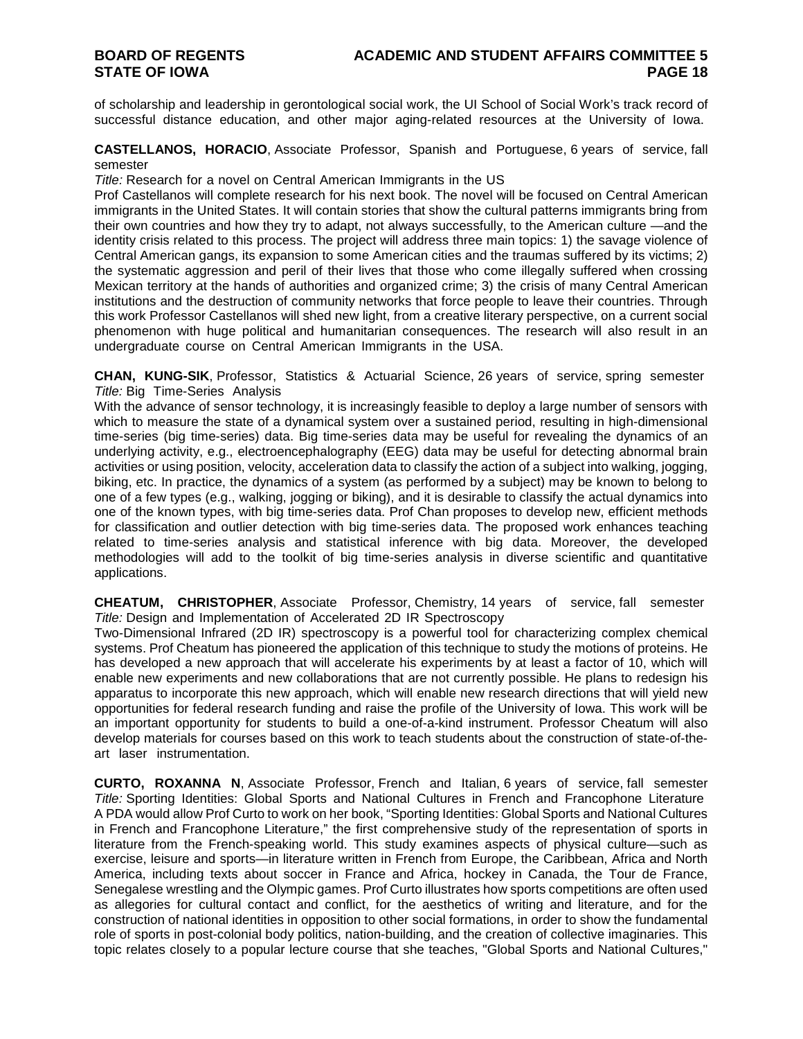of scholarship and leadership in gerontological social work, the UI School of Social Work's track record of successful distance education, and other major aging-related resources at the University of Iowa.

**CASTELLANOS, HORACIO**, Associate Professor, Spanish and Portuguese, 6 years of service, fall semester
*Title:* Research for a novel on Central American Immigrants in the US
Prof Castellanos will complete research for his next book. The novel will be focused on Central American immigrants in the United States. It will contain stories that show the cultural patterns immigrants bring from their own countries and how they try to adapt, not always successfully, to the American culture —and the identity crisis related to this process. The project will address three main topics: 1) the savage violence of Central American gangs, its expansion to some American cities and the traumas suffered by its victims; 2) the systematic aggression and peril of their lives that those who come illegally suffered when crossing Mexican territory at the hands of authorities and organized crime; 3) the crisis of many Central American institutions and the destruction of community networks that force people to leave their countries. Through this work Professor Castellanos will shed new light, from a creative literary perspective, on a current social phenomenon with huge political and humanitarian consequences. The research will also result in an undergraduate course on Central American Immigrants in the USA.

**CHAN, KUNG-SIK**, Professor, Statistics & Actuarial Science, 26 years of service, spring semester
*Title:* Big Time-Series Analysis
With the advance of sensor technology, it is increasingly feasible to deploy a large number of sensors with which to measure the state of a dynamical system over a sustained period, resulting in high-dimensional time-series (big time-series) data. Big time-series data may be useful for revealing the dynamics of an underlying activity, e.g., electroencephalography (EEG) data may be useful for detecting abnormal brain activities or using position, velocity, acceleration data to classify the action of a subject into walking, jogging, biking, etc. In practice, the dynamics of a system (as performed by a subject) may be known to belong to one of a few types (e.g., walking, jogging or biking), and it is desirable to classify the actual dynamics into one of the known types, with big time-series data. Prof Chan proposes to develop new, efficient methods for classification and outlier detection with big time-series data. The proposed work enhances teaching related to time-series analysis and statistical inference with big data. Moreover, the developed methodologies will add to the toolkit of big time-series analysis in diverse scientific and quantitative applications.

**CHEATUM, CHRISTOPHER**, Associate Professor, Chemistry, 14 years of service, fall semester
*Title:* Design and Implementation of Accelerated 2D IR Spectroscopy
Two-Dimensional Infrared (2D IR) spectroscopy is a powerful tool for characterizing complex chemical systems. Prof Cheatum has pioneered the application of this technique to study the motions of proteins. He has developed a new approach that will accelerate his experiments by at least a factor of 10, which will enable new experiments and new collaborations that are not currently possible. He plans to redesign his apparatus to incorporate this new approach, which will enable new research directions that will yield new opportunities for federal research funding and raise the profile of the University of Iowa. This work will be an important opportunity for students to build a one-of-a-kind instrument. Professor Cheatum will also develop materials for courses based on this work to teach students about the construction of state-of-the-art laser instrumentation.

**CURTO, ROXANNA N**, Associate Professor, French and Italian, 6 years of service, fall semester
*Title:* Sporting Identities: Global Sports and National Cultures in French and Francophone Literature
A PDA would allow Prof Curto to work on her book, "Sporting Identities: Global Sports and National Cultures in French and Francophone Literature," the first comprehensive study of the representation of sports in literature from the French-speaking world. This study examines aspects of physical culture—such as exercise, leisure and sports—in literature written in French from Europe, the Caribbean, Africa and North America, including texts about soccer in France and Africa, hockey in Canada, the Tour de France, Senegalese wrestling and the Olympic games. Prof Curto illustrates how sports competitions are often used as allegories for cultural contact and conflict, for the aesthetics of writing and literature, and for the construction of national identities in opposition to other social formations, in order to show the fundamental role of sports in post-colonial body politics, nation-building, and the creation of collective imaginaries. This topic relates closely to a popular lecture course that she teaches, "Global Sports and National Cultures,"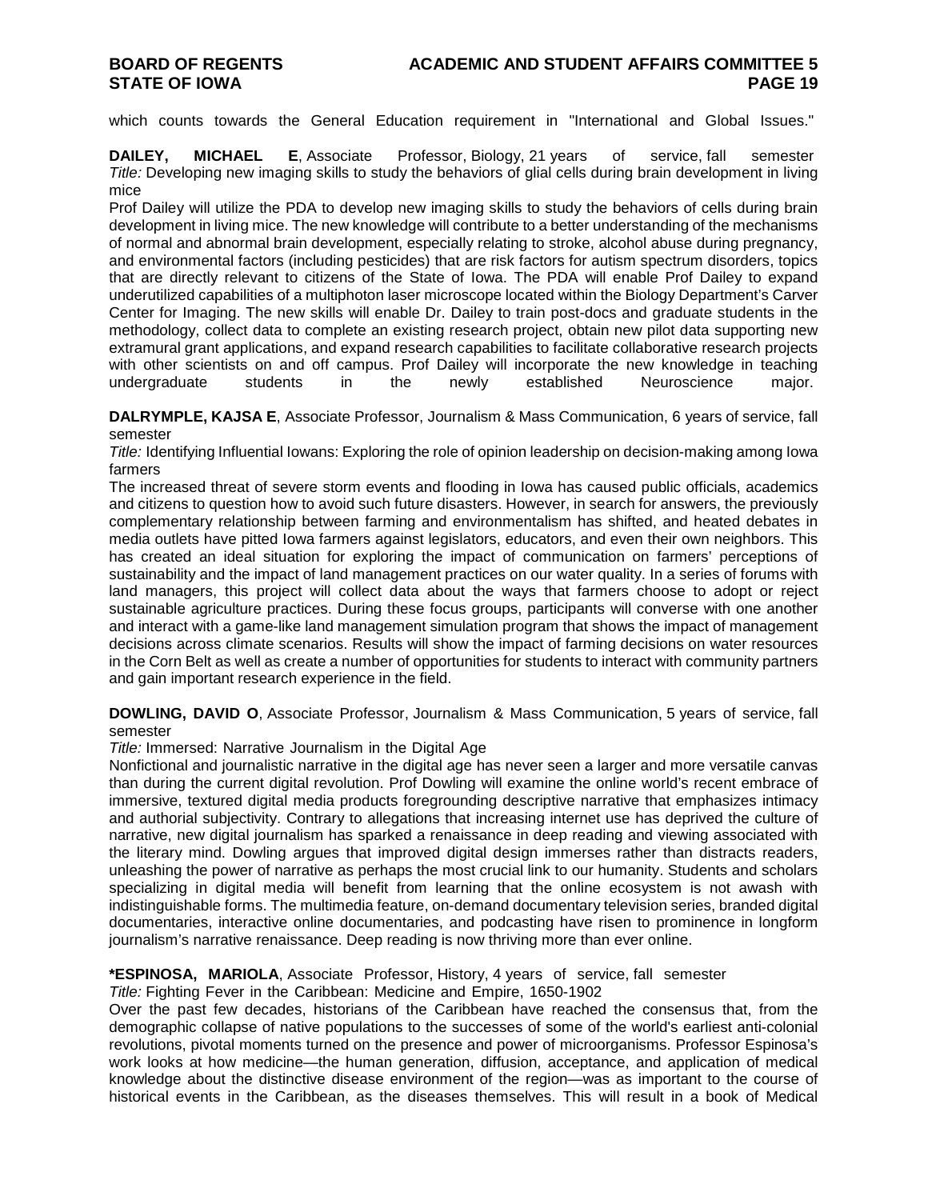which counts towards the General Education requirement in "International and Global Issues."

**DAILEY, MICHAEL E**, Associate Professor, Biology, 21 years of service, fall semester
*Title:* Developing new imaging skills to study the behaviors of glial cells during brain development in living mice

Prof Dailey will utilize the PDA to develop new imaging skills to study the behaviors of cells during brain development in living mice. The new knowledge will contribute to a better understanding of the mechanisms of normal and abnormal brain development, especially relating to stroke, alcohol abuse during pregnancy, and environmental factors (including pesticides) that are risk factors for autism spectrum disorders, topics that are directly relevant to citizens of the State of Iowa. The PDA will enable Prof Dailey to expand underutilized capabilities of a multiphoton laser microscope located within the Biology Department's Carver Center for Imaging. The new skills will enable Dr. Dailey to train post-docs and graduate students in the methodology, collect data to complete an existing research project, obtain new pilot data supporting new extramural grant applications, and expand research capabilities to facilitate collaborative research projects with other scientists on and off campus. Prof Dailey will incorporate the new knowledge in teaching undergraduate students in the newly established Neuroscience major.

**DALRYMPLE, KAJSA E**, Associate Professor, Journalism & Mass Communication, 6 years of service, fall semester
*Title:* Identifying Influential Iowans: Exploring the role of opinion leadership on decision-making among Iowa farmers

The increased threat of severe storm events and flooding in Iowa has caused public officials, academics and citizens to question how to avoid such future disasters. However, in search for answers, the previously complementary relationship between farming and environmentalism has shifted, and heated debates in media outlets have pitted Iowa farmers against legislators, educators, and even their own neighbors. This has created an ideal situation for exploring the impact of communication on farmers' perceptions of sustainability and the impact of land management practices on our water quality. In a series of forums with land managers, this project will collect data about the ways that farmers choose to adopt or reject sustainable agriculture practices. During these focus groups, participants will converse with one another and interact with a game-like land management simulation program that shows the impact of management decisions across climate scenarios. Results will show the impact of farming decisions on water resources in the Corn Belt as well as create a number of opportunities for students to interact with community partners and gain important research experience in the field.

**DOWLING, DAVID O**, Associate Professor, Journalism & Mass Communication, 5 years of service, fall semester
*Title:* Immersed: Narrative Journalism in the Digital Age

Nonfictional and journalistic narrative in the digital age has never seen a larger and more versatile canvas than during the current digital revolution. Prof Dowling will examine the online world's recent embrace of immersive, textured digital media products foregrounding descriptive narrative that emphasizes intimacy and authorial subjectivity. Contrary to allegations that increasing internet use has deprived the culture of narrative, new digital journalism has sparked a renaissance in deep reading and viewing associated with the literary mind. Dowling argues that improved digital design immerses rather than distracts readers, unleashing the power of narrative as perhaps the most crucial link to our humanity. Students and scholars specializing in digital media will benefit from learning that the online ecosystem is not awash with indistinguishable forms. The multimedia feature, on-demand documentary television series, branded digital documentaries, interactive online documentaries, and podcasting have risen to prominence in longform journalism's narrative renaissance. Deep reading is now thriving more than ever online.

**\*ESPINOSA, MARIOLA**, Associate Professor, History, 4 years of service, fall semester
*Title:* Fighting Fever in the Caribbean: Medicine and Empire, 1650-1902

Over the past few decades, historians of the Caribbean have reached the consensus that, from the demographic collapse of native populations to the successes of some of the world's earliest anti-colonial revolutions, pivotal moments turned on the presence and power of microorganisms. Professor Espinosa's work looks at how medicine—the human generation, diffusion, acceptance, and application of medical knowledge about the distinctive disease environment of the region—was as important to the course of historical events in the Caribbean, as the diseases themselves. This will result in a book of Medical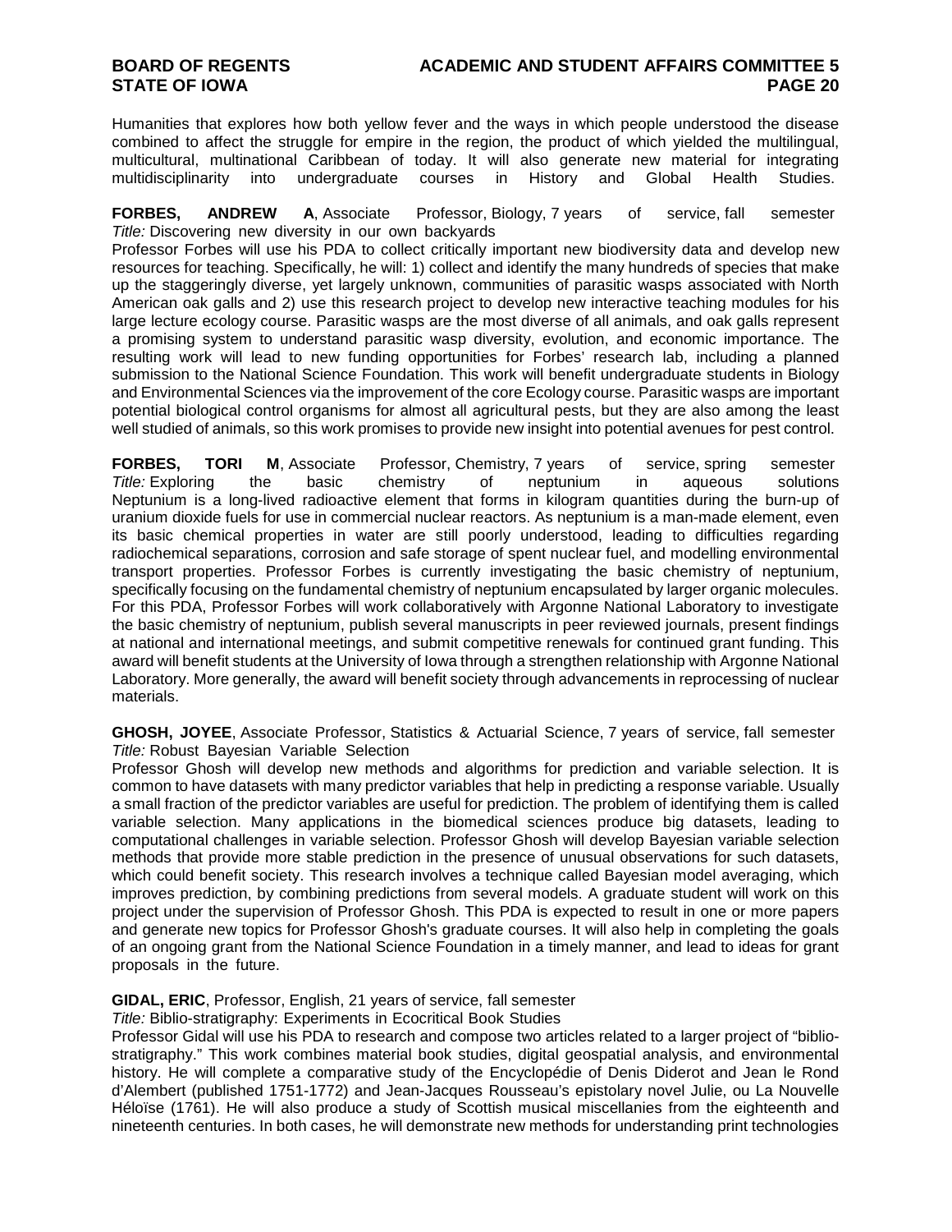Humanities that explores how both yellow fever and the ways in which people understood the disease combined to affect the struggle for empire in the region, the product of which yielded the multilingual, multicultural, multinational Caribbean of today. It will also generate new material for integrating multidisciplinarity into undergraduate courses in History and Global Health Studies.

**FORBES, ANDREW A**, Associate Professor, Biology, 7 years of service, fall semester
*Title:* Discovering new diversity in our own backyards
Professor Forbes will use his PDA to collect critically important new biodiversity data and develop new resources for teaching. Specifically, he will: 1) collect and identify the many hundreds of species that make up the staggeringly diverse, yet largely unknown, communities of parasitic wasps associated with North American oak galls and 2) use this research project to develop new interactive teaching modules for his large lecture ecology course. Parasitic wasps are the most diverse of all animals, and oak galls represent a promising system to understand parasitic wasp diversity, evolution, and economic importance. The resulting work will lead to new funding opportunities for Forbes' research lab, including a planned submission to the National Science Foundation. This work will benefit undergraduate students in Biology and Environmental Sciences via the improvement of the core Ecology course. Parasitic wasps are important potential biological control organisms for almost all agricultural pests, but they are also among the least well studied of animals, so this work promises to provide new insight into potential avenues for pest control.

**FORBES, TORI M**, Associate Professor, Chemistry, 7 years of service, spring semester
*Title:* Exploring the basic chemistry of neptunium in aqueous solutions
Neptunium is a long-lived radioactive element that forms in kilogram quantities during the burn-up of uranium dioxide fuels for use in commercial nuclear reactors. As neptunium is a man-made element, even its basic chemical properties in water are still poorly understood, leading to difficulties regarding radiochemical separations, corrosion and safe storage of spent nuclear fuel, and modelling environmental transport properties. Professor Forbes is currently investigating the basic chemistry of neptunium, specifically focusing on the fundamental chemistry of neptunium encapsulated by larger organic molecules. For this PDA, Professor Forbes will work collaboratively with Argonne National Laboratory to investigate the basic chemistry of neptunium, publish several manuscripts in peer reviewed journals, present findings at national and international meetings, and submit competitive renewals for continued grant funding. This award will benefit students at the University of Iowa through a strengthen relationship with Argonne National Laboratory. More generally, the award will benefit society through advancements in reprocessing of nuclear materials.

**GHOSH, JOYEE**, Associate Professor, Statistics & Actuarial Science, 7 years of service, fall semester
*Title:* Robust Bayesian Variable Selection
Professor Ghosh will develop new methods and algorithms for prediction and variable selection. It is common to have datasets with many predictor variables that help in predicting a response variable. Usually a small fraction of the predictor variables are useful for prediction. The problem of identifying them is called variable selection. Many applications in the biomedical sciences produce big datasets, leading to computational challenges in variable selection. Professor Ghosh will develop Bayesian variable selection methods that provide more stable prediction in the presence of unusual observations for such datasets, which could benefit society. This research involves a technique called Bayesian model averaging, which improves prediction, by combining predictions from several models. A graduate student will work on this project under the supervision of Professor Ghosh. This PDA is expected to result in one or more papers and generate new topics for Professor Ghosh's graduate courses. It will also help in completing the goals of an ongoing grant from the National Science Foundation in a timely manner, and lead to ideas for grant proposals in the future.

**GIDAL, ERIC**, Professor, English, 21 years of service, fall semester
*Title:* Biblio-stratigraphy: Experiments in Ecocritical Book Studies
Professor Gidal will use his PDA to research and compose two articles related to a larger project of "biblio-stratigraphy." This work combines material book studies, digital geospatial analysis, and environmental history. He will complete a comparative study of the Encyclopédie of Denis Diderot and Jean le Rond d'Alembert (published 1751-1772) and Jean-Jacques Rousseau's epistolary novel Julie, ou La Nouvelle Héloïse (1761). He will also produce a study of Scottish musical miscellanies from the eighteenth and nineteenth centuries. In both cases, he will demonstrate new methods for understanding print technologies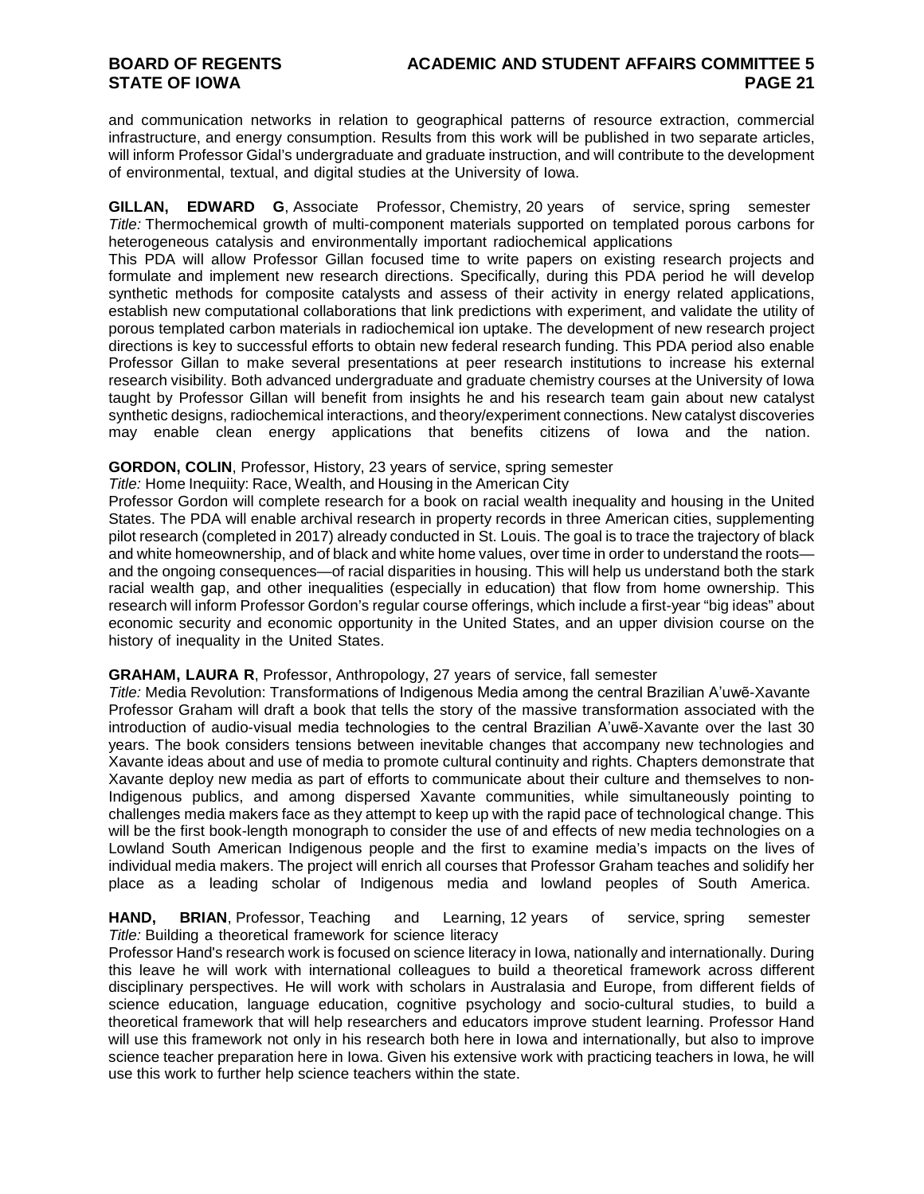and communication networks in relation to geographical patterns of resource extraction, commercial infrastructure, and energy consumption. Results from this work will be published in two separate articles, will inform Professor Gidal's undergraduate and graduate instruction, and will contribute to the development of environmental, textual, and digital studies at the University of Iowa.

**GILLAN, EDWARD G**, Associate Professor, Chemistry, 20 years of service, spring semester
*Title:* Thermochemical growth of multi-component materials supported on templated porous carbons for heterogeneous catalysis and environmentally important radiochemical applications
This PDA will allow Professor Gillan focused time to write papers on existing research projects and formulate and implement new research directions. Specifically, during this PDA period he will develop synthetic methods for composite catalysts and assess of their activity in energy related applications, establish new computational collaborations that link predictions with experiment, and validate the utility of porous templated carbon materials in radiochemical ion uptake. The development of new research project directions is key to successful efforts to obtain new federal research funding. This PDA period also enable Professor Gillan to make several presentations at peer research institutions to increase his external research visibility. Both advanced undergraduate and graduate chemistry courses at the University of Iowa taught by Professor Gillan will benefit from insights he and his research team gain about new catalyst synthetic designs, radiochemical interactions, and theory/experiment connections. New catalyst discoveries may enable clean energy applications that benefits citizens of Iowa and the nation.

**GORDON, COLIN**, Professor, History, 23 years of service, spring semester
*Title:* Home Inequiity: Race, Wealth, and Housing in the American City
Professor Gordon will complete research for a book on racial wealth inequality and housing in the United States. The PDA will enable archival research in property records in three American cities, supplementing pilot research (completed in 2017) already conducted in St. Louis. The goal is to trace the trajectory of black and white homeownership, and of black and white home values, over time in order to understand the roots—and the ongoing consequences—of racial disparities in housing. This will help us understand both the stark racial wealth gap, and other inequalities (especially in education) that flow from home ownership. This research will inform Professor Gordon's regular course offerings, which include a first-year "big ideas" about economic security and economic opportunity in the United States, and an upper division course on the history of inequality in the United States.

**GRAHAM, LAURA R**, Professor, Anthropology, 27 years of service, fall semester
*Title:* Media Revolution: Transformations of Indigenous Media among the central Brazilian A'uwẽ-Xavante
Professor Graham will draft a book that tells the story of the massive transformation associated with the introduction of audio-visual media technologies to the central Brazilian A'uwẽ-Xavante over the last 30 years. The book considers tensions between inevitable changes that accompany new technologies and Xavante ideas about and use of media to promote cultural continuity and rights. Chapters demonstrate that Xavante deploy new media as part of efforts to communicate about their culture and themselves to non-Indigenous publics, and among dispersed Xavante communities, while simultaneously pointing to challenges media makers face as they attempt to keep up with the rapid pace of technological change. This will be the first book-length monograph to consider the use of and effects of new media technologies on a Lowland South American Indigenous people and the first to examine media's impacts on the lives of individual media makers. The project will enrich all courses that Professor Graham teaches and solidify her place as a leading scholar of Indigenous media and lowland peoples of South America.

**HAND, BRIAN**, Professor, Teaching and Learning, 12 years of service, spring semester
*Title:* Building a theoretical framework for science literacy
Professor Hand's research work is focused on science literacy in Iowa, nationally and internationally. During this leave he will work with international colleagues to build a theoretical framework across different disciplinary perspectives. He will work with scholars in Australasia and Europe, from different fields of science education, language education, cognitive psychology and socio-cultural studies, to build a theoretical framework that will help researchers and educators improve student learning. Professor Hand will use this framework not only in his research both here in Iowa and internationally, but also to improve science teacher preparation here in Iowa. Given his extensive work with practicing teachers in Iowa, he will use this work to further help science teachers within the state.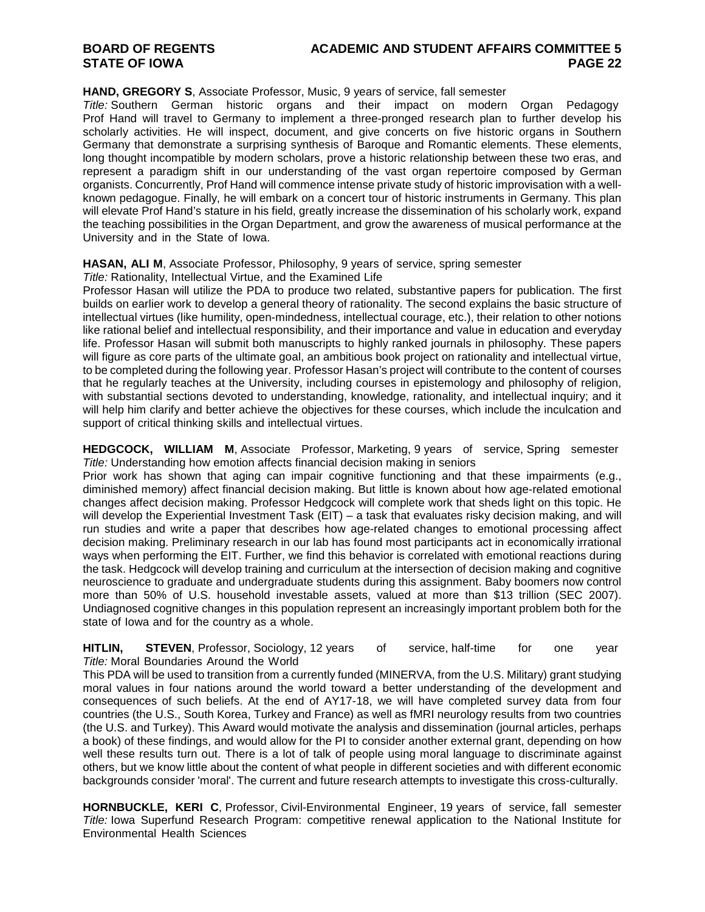**HAND, GREGORY S**, Associate Professor, Music, 9 years of service, fall semester
*Title:* Southern German historic organs and their impact on modern Organ Pedagogy
Prof Hand will travel to Germany to implement a three-pronged research plan to further develop his scholarly activities. He will inspect, document, and give concerts on five historic organs in Southern Germany that demonstrate a surprising synthesis of Baroque and Romantic elements. These elements, long thought incompatible by modern scholars, prove a historic relationship between these two eras, and represent a paradigm shift in our understanding of the vast organ repertoire composed by German organists. Concurrently, Prof Hand will commence intense private study of historic improvisation with a well-known pedagogue. Finally, he will embark on a concert tour of historic instruments in Germany. This plan will elevate Prof Hand's stature in his field, greatly increase the dissemination of his scholarly work, expand the teaching possibilities in the Organ Department, and grow the awareness of musical performance at the University and in the State of Iowa.

**HASAN, ALI M**, Associate Professor, Philosophy, 9 years of service, spring semester
*Title:* Rationality, Intellectual Virtue, and the Examined Life
Professor Hasan will utilize the PDA to produce two related, substantive papers for publication. The first builds on earlier work to develop a general theory of rationality. The second explains the basic structure of intellectual virtues (like humility, open-mindedness, intellectual courage, etc.), their relation to other notions like rational belief and intellectual responsibility, and their importance and value in education and everyday life. Professor Hasan will submit both manuscripts to highly ranked journals in philosophy. These papers will figure as core parts of the ultimate goal, an ambitious book project on rationality and intellectual virtue, to be completed during the following year. Professor Hasan's project will contribute to the content of courses that he regularly teaches at the University, including courses in epistemology and philosophy of religion, with substantial sections devoted to understanding, knowledge, rationality, and intellectual inquiry; and it will help him clarify and better achieve the objectives for these courses, which include the inculcation and support of critical thinking skills and intellectual virtues.

**HEDGCOCK, WILLIAM M**, Associate Professor, Marketing, 9 years of service, Spring semester
*Title:* Understanding how emotion affects financial decision making in seniors
Prior work has shown that aging can impair cognitive functioning and that these impairments (e.g., diminished memory) affect financial decision making. But little is known about how age-related emotional changes affect decision making. Professor Hedgcock will complete work that sheds light on this topic. He will develop the Experiential Investment Task (EIT) – a task that evaluates risky decision making, and will run studies and write a paper that describes how age-related changes to emotional processing affect decision making. Preliminary research in our lab has found most participants act in economically irrational ways when performing the EIT. Further, we find this behavior is correlated with emotional reactions during the task. Hedgcock will develop training and curriculum at the intersection of decision making and cognitive neuroscience to graduate and undergraduate students during this assignment. Baby boomers now control more than 50% of U.S. household investable assets, valued at more than $13 trillion (SEC 2007). Undiagnosed cognitive changes in this population represent an increasingly important problem both for the state of Iowa and for the country as a whole.

**HITLIN, STEVEN**, Professor, Sociology, 12 years of service, half-time for one year
*Title:* Moral Boundaries Around the World
This PDA will be used to transition from a currently funded (MINERVA, from the U.S. Military) grant studying moral values in four nations around the world toward a better understanding of the development and consequences of such beliefs. At the end of AY17-18, we will have completed survey data from four countries (the U.S., South Korea, Turkey and France) as well as fMRI neurology results from two countries (the U.S. and Turkey). This Award would motivate the analysis and dissemination (journal articles, perhaps a book) of these findings, and would allow for the PI to consider another external grant, depending on how well these results turn out. There is a lot of talk of people using moral language to discriminate against others, but we know little about the content of what people in different societies and with different economic backgrounds consider 'moral'. The current and future research attempts to investigate this cross-culturally.

**HORNBUCKLE, KERI C**, Professor, Civil-Environmental Engineer, 19 years of service, fall semester
*Title:* Iowa Superfund Research Program: competitive renewal application to the National Institute for Environmental Health Sciences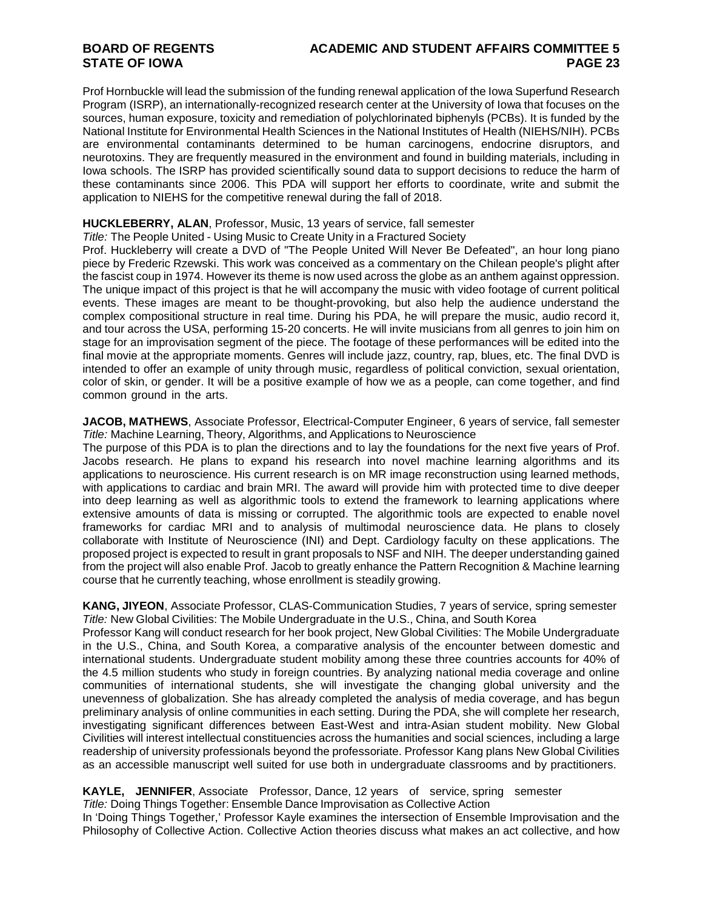Prof Hornbuckle will lead the submission of the funding renewal application of the Iowa Superfund Research Program (ISRP), an internationally-recognized research center at the University of Iowa that focuses on the sources, human exposure, toxicity and remediation of polychlorinated biphenyls (PCBs). It is funded by the National Institute for Environmental Health Sciences in the National Institutes of Health (NIEHS/NIH). PCBs are environmental contaminants determined to be human carcinogens, endocrine disruptors, and neurotoxins. They are frequently measured in the environment and found in building materials, including in Iowa schools. The ISRP has provided scientifically sound data to support decisions to reduce the harm of these contaminants since 2006. This PDA will support her efforts to coordinate, write and submit the application to NIEHS for the competitive renewal during the fall of 2018.

**HUCKLEBERRY, ALAN**, Professor, Music, 13 years of service, fall semester
*Title:* The People United - Using Music to Create Unity in a Fractured Society
Prof. Huckleberry will create a DVD of "The People United Will Never Be Defeated", an hour long piano piece by Frederic Rzewski. This work was conceived as a commentary on the Chilean people's plight after the fascist coup in 1974. However its theme is now used across the globe as an anthem against oppression. The unique impact of this project is that he will accompany the music with video footage of current political events. These images are meant to be thought-provoking, but also help the audience understand the complex compositional structure in real time. During his PDA, he will prepare the music, audio record it, and tour across the USA, performing 15-20 concerts. He will invite musicians from all genres to join him on stage for an improvisation segment of the piece. The footage of these performances will be edited into the final movie at the appropriate moments. Genres will include jazz, country, rap, blues, etc. The final DVD is intended to offer an example of unity through music, regardless of political conviction, sexual orientation, color of skin, or gender. It will be a positive example of how we as a people, can come together, and find common ground in the arts.

**JACOB, MATHEWS**, Associate Professor, Electrical-Computer Engineer, 6 years of service, fall semester
*Title:* Machine Learning, Theory, Algorithms, and Applications to Neuroscience
The purpose of this PDA is to plan the directions and to lay the foundations for the next five years of Prof. Jacobs research. He plans to expand his research into novel machine learning algorithms and its applications to neuroscience. His current research is on MR image reconstruction using learned methods, with applications to cardiac and brain MRI. The award will provide him with protected time to dive deeper into deep learning as well as algorithmic tools to extend the framework to learning applications where extensive amounts of data is missing or corrupted. The algorithmic tools are expected to enable novel frameworks for cardiac MRI and to analysis of multimodal neuroscience data. He plans to closely collaborate with Institute of Neuroscience (INI) and Dept. Cardiology faculty on these applications. The proposed project is expected to result in grant proposals to NSF and NIH. The deeper understanding gained from the project will also enable Prof. Jacob to greatly enhance the Pattern Recognition & Machine learning course that he currently teaching, whose enrollment is steadily growing.

**KANG, JIYEON**, Associate Professor, CLAS-Communication Studies, 7 years of service, spring semester
*Title:* New Global Civilities: The Mobile Undergraduate in the U.S., China, and South Korea
Professor Kang will conduct research for her book project, New Global Civilities: The Mobile Undergraduate in the U.S., China, and South Korea, a comparative analysis of the encounter between domestic and international students. Undergraduate student mobility among these three countries accounts for 40% of the 4.5 million students who study in foreign countries. By analyzing national media coverage and online communities of international students, she will investigate the changing global university and the unevenness of globalization. She has already completed the analysis of media coverage, and has begun preliminary analysis of online communities in each setting. During the PDA, she will complete her research, investigating significant differences between East-West and intra-Asian student mobility. New Global Civilities will interest intellectual constituencies across the humanities and social sciences, including a large readership of university professionals beyond the professoriate. Professor Kang plans New Global Civilities as an accessible manuscript well suited for use both in undergraduate classrooms and by practitioners.

**KAYLE, JENNIFER**, Associate Professor, Dance, 12 years of service, spring semester
*Title:* Doing Things Together: Ensemble Dance Improvisation as Collective Action
In 'Doing Things Together,' Professor Kayle examines the intersection of Ensemble Improvisation and the Philosophy of Collective Action. Collective Action theories discuss what makes an act collective, and how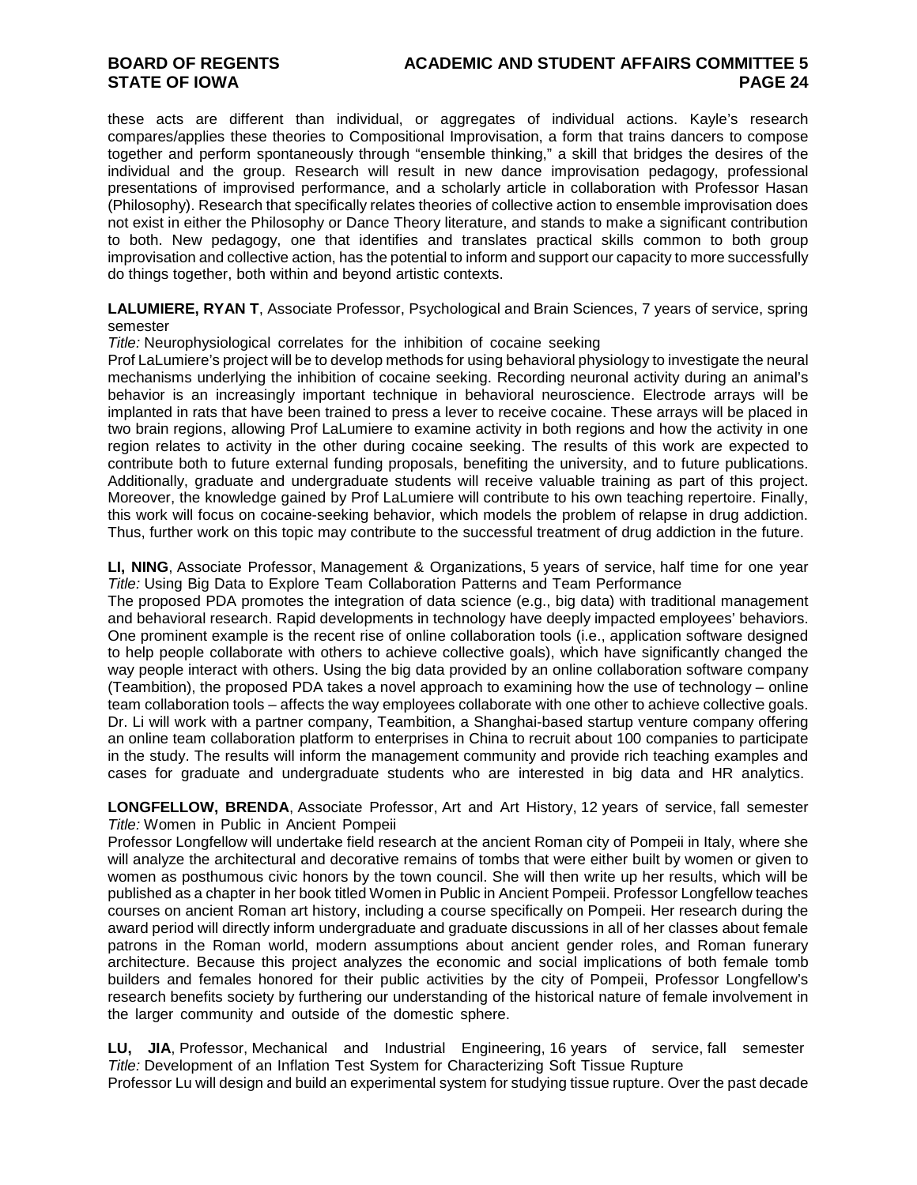these acts are different than individual, or aggregates of individual actions. Kayle's research compares/applies these theories to Compositional Improvisation, a form that trains dancers to compose together and perform spontaneously through "ensemble thinking," a skill that bridges the desires of the individual and the group. Research will result in new dance improvisation pedagogy, professional presentations of improvised performance, and a scholarly article in collaboration with Professor Hasan (Philosophy). Research that specifically relates theories of collective action to ensemble improvisation does not exist in either the Philosophy or Dance Theory literature, and stands to make a significant contribution to both. New pedagogy, one that identifies and translates practical skills common to both group improvisation and collective action, has the potential to inform and support our capacity to more successfully do things together, both within and beyond artistic contexts.

**LALUMIERE, RYAN T**, Associate Professor, Psychological and Brain Sciences, 7 years of service, spring semester
*Title:* Neurophysiological correlates for the inhibition of cocaine seeking
Prof LaLumiere's project will be to develop methods for using behavioral physiology to investigate the neural mechanisms underlying the inhibition of cocaine seeking. Recording neuronal activity during an animal's behavior is an increasingly important technique in behavioral neuroscience. Electrode arrays will be implanted in rats that have been trained to press a lever to receive cocaine. These arrays will be placed in two brain regions, allowing Prof LaLumiere to examine activity in both regions and how the activity in one region relates to activity in the other during cocaine seeking. The results of this work are expected to contribute both to future external funding proposals, benefiting the university, and to future publications. Additionally, graduate and undergraduate students will receive valuable training as part of this project. Moreover, the knowledge gained by Prof LaLumiere will contribute to his own teaching repertoire. Finally, this work will focus on cocaine-seeking behavior, which models the problem of relapse in drug addiction. Thus, further work on this topic may contribute to the successful treatment of drug addiction in the future.

**LI, NING**, Associate Professor, Management & Organizations, 5 years of service, half time for one year
*Title:* Using Big Data to Explore Team Collaboration Patterns and Team Performance
The proposed PDA promotes the integration of data science (e.g., big data) with traditional management and behavioral research. Rapid developments in technology have deeply impacted employees' behaviors. One prominent example is the recent rise of online collaboration tools (i.e., application software designed to help people collaborate with others to achieve collective goals), which have significantly changed the way people interact with others. Using the big data provided by an online collaboration software company (Teambition), the proposed PDA takes a novel approach to examining how the use of technology – online team collaboration tools – affects the way employees collaborate with one other to achieve collective goals. Dr. Li will work with a partner company, Teambition, a Shanghai-based startup venture company offering an online team collaboration platform to enterprises in China to recruit about 100 companies to participate in the study. The results will inform the management community and provide rich teaching examples and cases for graduate and undergraduate students who are interested in big data and HR analytics.

**LONGFELLOW, BRENDA**, Associate Professor, Art and Art History, 12 years of service, fall semester
*Title:* Women in Public in Ancient Pompeii
Professor Longfellow will undertake field research at the ancient Roman city of Pompeii in Italy, where she will analyze the architectural and decorative remains of tombs that were either built by women or given to women as posthumous civic honors by the town council. She will then write up her results, which will be published as a chapter in her book titled Women in Public in Ancient Pompeii. Professor Longfellow teaches courses on ancient Roman art history, including a course specifically on Pompeii. Her research during the award period will directly inform undergraduate and graduate discussions in all of her classes about female patrons in the Roman world, modern assumptions about ancient gender roles, and Roman funerary architecture. Because this project analyzes the economic and social implications of both female tomb builders and females honored for their public activities by the city of Pompeii, Professor Longfellow's research benefits society by furthering our understanding of the historical nature of female involvement in the larger community and outside of the domestic sphere.

**LU, JIA**, Professor, Mechanical and Industrial Engineering, 16 years of service, fall semester
*Title:* Development of an Inflation Test System for Characterizing Soft Tissue Rupture
Professor Lu will design and build an experimental system for studying tissue rupture. Over the past decade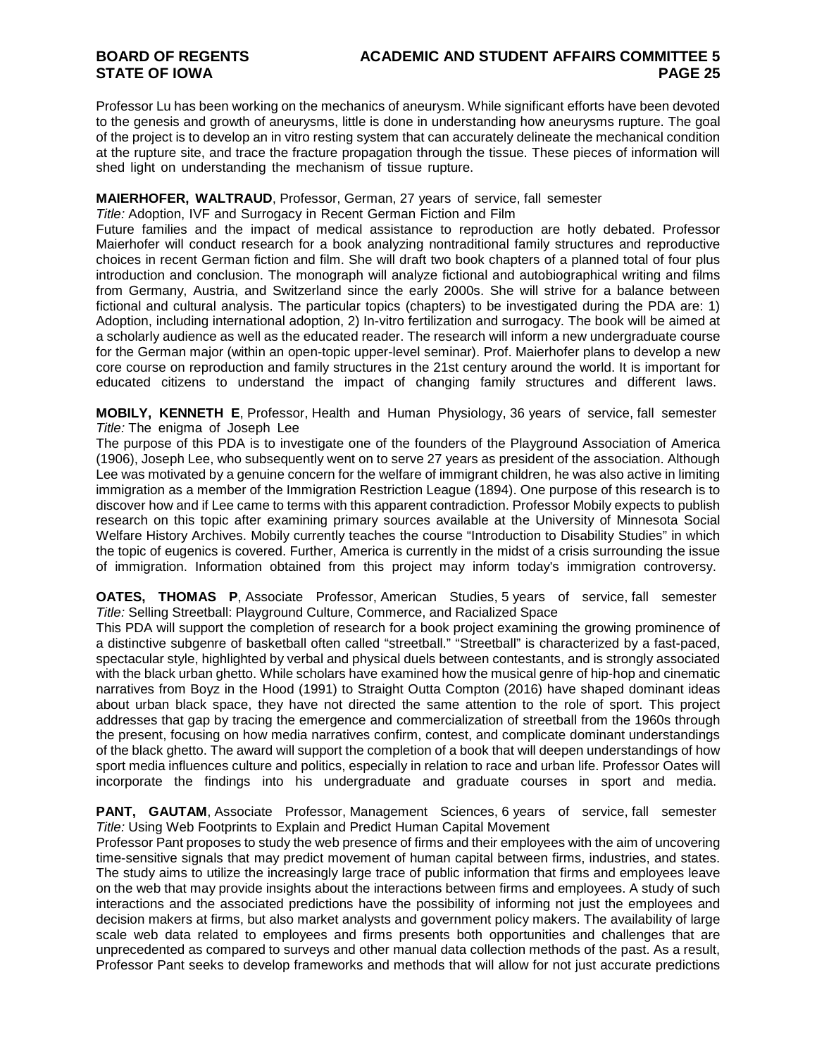Professor Lu has been working on the mechanics of aneurysm. While significant efforts have been devoted to the genesis and growth of aneurysms, little is done in understanding how aneurysms rupture. The goal of the project is to develop an in vitro resting system that can accurately delineate the mechanical condition at the rupture site, and trace the fracture propagation through the tissue. These pieces of information will shed light on understanding the mechanism of tissue rupture.

**MAIERHOFER, WALTRAUD**, Professor, German, 27 years of service, fall semester
*Title:* Adoption, IVF and Surrogacy in Recent German Fiction and Film
Future families and the impact of medical assistance to reproduction are hotly debated. Professor Maierhofer will conduct research for a book analyzing nontraditional family structures and reproductive choices in recent German fiction and film. She will draft two book chapters of a planned total of four plus introduction and conclusion. The monograph will analyze fictional and autobiographical writing and films from Germany, Austria, and Switzerland since the early 2000s. She will strive for a balance between fictional and cultural analysis. The particular topics (chapters) to be investigated during the PDA are: 1) Adoption, including international adoption, 2) In-vitro fertilization and surrogacy. The book will be aimed at a scholarly audience as well as the educated reader. The research will inform a new undergraduate course for the German major (within an open-topic upper-level seminar). Prof. Maierhofer plans to develop a new core course on reproduction and family structures in the 21st century around the world. It is important for educated citizens to understand the impact of changing family structures and different laws.

**MOBILY, KENNETH E**, Professor, Health and Human Physiology, 36 years of service, fall semester
*Title:* The enigma of Joseph Lee
The purpose of this PDA is to investigate one of the founders of the Playground Association of America (1906), Joseph Lee, who subsequently went on to serve 27 years as president of the association. Although Lee was motivated by a genuine concern for the welfare of immigrant children, he was also active in limiting immigration as a member of the Immigration Restriction League (1894). One purpose of this research is to discover how and if Lee came to terms with this apparent contradiction. Professor Mobily expects to publish research on this topic after examining primary sources available at the University of Minnesota Social Welfare History Archives. Mobily currently teaches the course "Introduction to Disability Studies" in which the topic of eugenics is covered. Further, America is currently in the midst of a crisis surrounding the issue of immigration. Information obtained from this project may inform today's immigration controversy.

**OATES, THOMAS P**, Associate Professor, American Studies, 5 years of service, fall semester
*Title:* Selling Streetball: Playground Culture, Commerce, and Racialized Space
This PDA will support the completion of research for a book project examining the growing prominence of a distinctive subgenre of basketball often called "streetball." "Streetball" is characterized by a fast-paced, spectacular style, highlighted by verbal and physical duels between contestants, and is strongly associated with the black urban ghetto. While scholars have examined how the musical genre of hip-hop and cinematic narratives from Boyz in the Hood (1991) to Straight Outta Compton (2016) have shaped dominant ideas about urban black space, they have not directed the same attention to the role of sport. This project addresses that gap by tracing the emergence and commercialization of streetball from the 1960s through the present, focusing on how media narratives confirm, contest, and complicate dominant understandings of the black ghetto. The award will support the completion of a book that will deepen understandings of how sport media influences culture and politics, especially in relation to race and urban life. Professor Oates will incorporate the findings into his undergraduate and graduate courses in sport and media.

**PANT, GAUTAM**, Associate Professor, Management Sciences, 6 years of service, fall semester
*Title:* Using Web Footprints to Explain and Predict Human Capital Movement
Professor Pant proposes to study the web presence of firms and their employees with the aim of uncovering time-sensitive signals that may predict movement of human capital between firms, industries, and states. The study aims to utilize the increasingly large trace of public information that firms and employees leave on the web that may provide insights about the interactions between firms and employees. A study of such interactions and the associated predictions have the possibility of informing not just the employees and decision makers at firms, but also market analysts and government policy makers. The availability of large scale web data related to employees and firms presents both opportunities and challenges that are unprecedented as compared to surveys and other manual data collection methods of the past. As a result, Professor Pant seeks to develop frameworks and methods that will allow for not just accurate predictions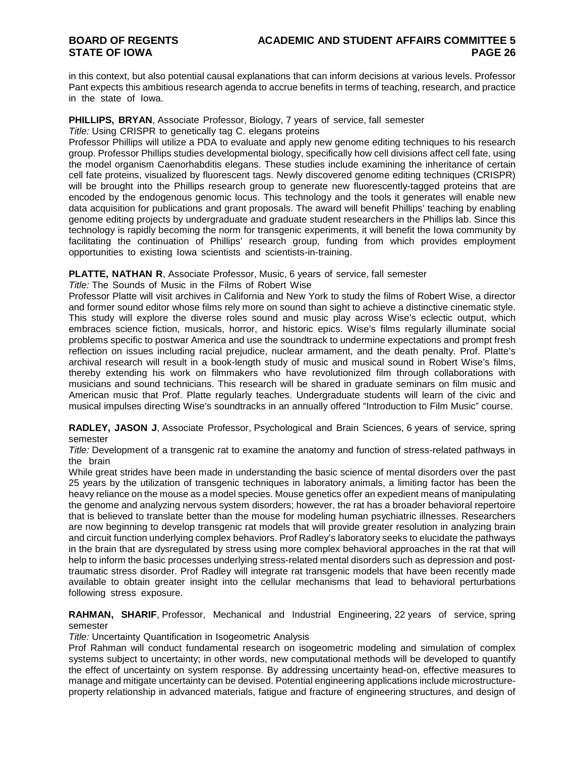in this context, but also potential causal explanations that can inform decisions at various levels. Professor Pant expects this ambitious research agenda to accrue benefits in terms of teaching, research, and practice in the state of Iowa.

**PHILLIPS, BRYAN**, Associate Professor, Biology, 7 years of service, fall semester

*Title:* Using CRISPR to genetically tag C. elegans proteins

Professor Phillips will utilize a PDA to evaluate and apply new genome editing techniques to his research group. Professor Phillips studies developmental biology, specifically how cell divisions affect cell fate, using the model organism Caenorhabditis elegans. These studies include examining the inheritance of certain cell fate proteins, visualized by fluorescent tags. Newly discovered genome editing techniques (CRISPR) will be brought into the Phillips research group to generate new fluorescently-tagged proteins that are encoded by the endogenous genomic locus. This technology and the tools it generates will enable new data acquisition for publications and grant proposals. The award will benefit Phillips' teaching by enabling genome editing projects by undergraduate and graduate student researchers in the Phillips lab. Since this technology is rapidly becoming the norm for transgenic experiments, it will benefit the Iowa community by facilitating the continuation of Phillips' research group, funding from which provides employment opportunities to existing Iowa scientists and scientists-in-training.

**PLATTE, NATHAN R**, Associate Professor, Music, 6 years of service, fall semester

*Title:* The Sounds of Music in the Films of Robert Wise

Professor Platte will visit archives in California and New York to study the films of Robert Wise, a director and former sound editor whose films rely more on sound than sight to achieve a distinctive cinematic style. This study will explore the diverse roles sound and music play across Wise's eclectic output, which embraces science fiction, musicals, horror, and historic epics. Wise's films regularly illuminate social problems specific to postwar America and use the soundtrack to undermine expectations and prompt fresh reflection on issues including racial prejudice, nuclear armament, and the death penalty. Prof. Platte's archival research will result in a book-length study of music and musical sound in Robert Wise's films, thereby extending his work on filmmakers who have revolutionized film through collaborations with musicians and sound technicians. This research will be shared in graduate seminars on film music and American music that Prof. Platte regularly teaches. Undergraduate students will learn of the civic and musical impulses directing Wise's soundtracks in an annually offered "Introduction to Film Music" course.

**RADLEY, JASON J**, Associate Professor, Psychological and Brain Sciences, 6 years of service, spring semester

*Title:* Development of a transgenic rat to examine the anatomy and function of stress-related pathways in the brain

While great strides have been made in understanding the basic science of mental disorders over the past 25 years by the utilization of transgenic techniques in laboratory animals, a limiting factor has been the heavy reliance on the mouse as a model species. Mouse genetics offer an expedient means of manipulating the genome and analyzing nervous system disorders; however, the rat has a broader behavioral repertoire that is believed to translate better than the mouse for modeling human psychiatric illnesses. Researchers are now beginning to develop transgenic rat models that will provide greater resolution in analyzing brain and circuit function underlying complex behaviors. Prof Radley's laboratory seeks to elucidate the pathways in the brain that are dysregulated by stress using more complex behavioral approaches in the rat that will help to inform the basic processes underlying stress-related mental disorders such as depression and post-traumatic stress disorder. Prof Radley will integrate rat transgenic models that have been recently made available to obtain greater insight into the cellular mechanisms that lead to behavioral perturbations following stress exposure.

**RAHMAN, SHARIF**, Professor, Mechanical and Industrial Engineering, 22 years of service, spring semester

*Title:* Uncertainty Quantification in Isogeometric Analysis

Prof Rahman will conduct fundamental research on isogeometric modeling and simulation of complex systems subject to uncertainty; in other words, new computational methods will be developed to quantify the effect of uncertainty on system response. By addressing uncertainty head-on, effective measures to manage and mitigate uncertainty can be devised. Potential engineering applications include microstructure-property relationship in advanced materials, fatigue and fracture of engineering structures, and design of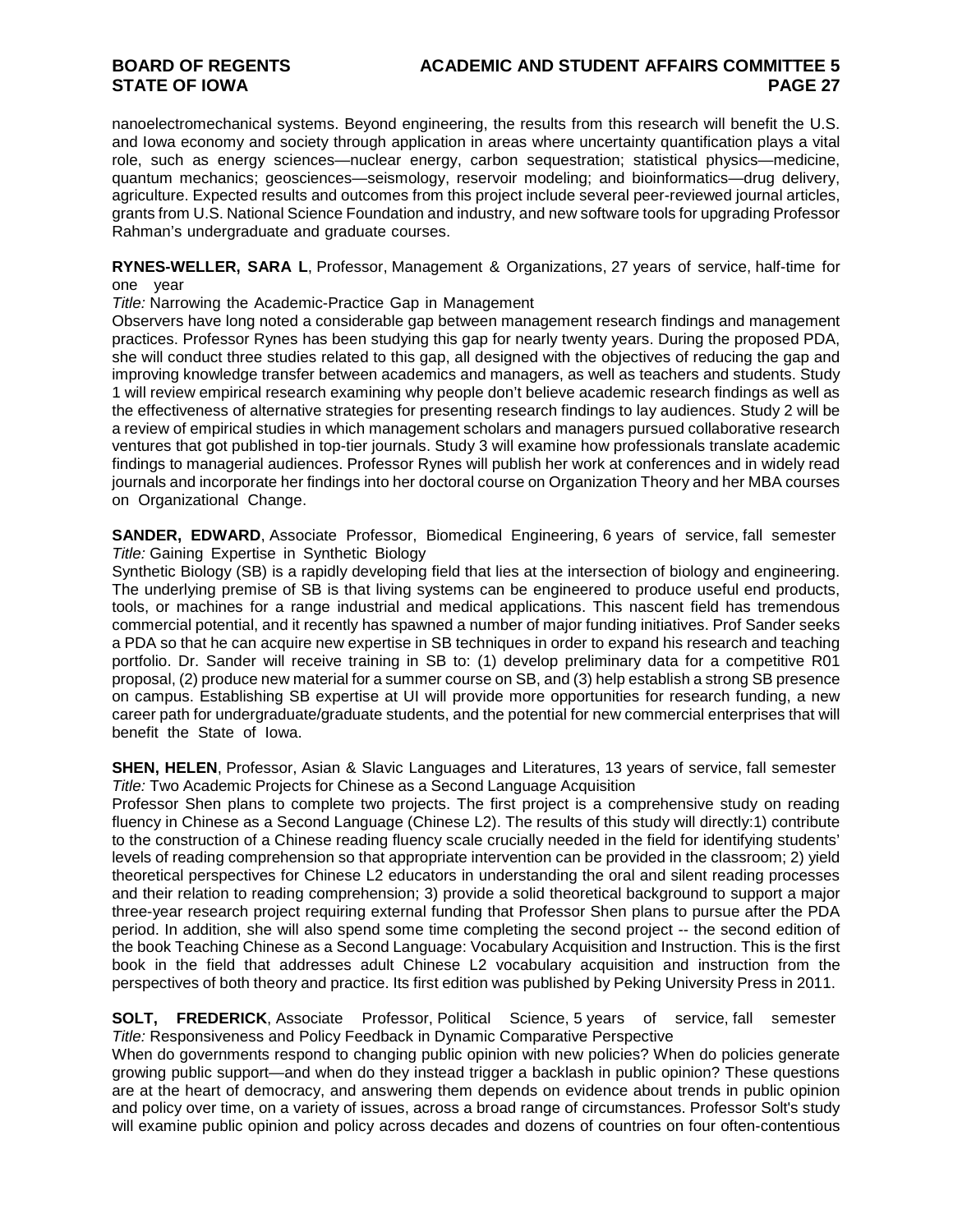nanoelectromechanical systems. Beyond engineering, the results from this research will benefit the U.S. and Iowa economy and society through application in areas where uncertainty quantification plays a vital role, such as energy sciences—nuclear energy, carbon sequestration; statistical physics—medicine, quantum mechanics; geosciences—seismology, reservoir modeling; and bioinformatics—drug delivery, agriculture. Expected results and outcomes from this project include several peer-reviewed journal articles, grants from U.S. National Science Foundation and industry, and new software tools for upgrading Professor Rahman's undergraduate and graduate courses.

**RYNES-WELLER, SARA L**, Professor, Management & Organizations, 27 years of service, half-time for one year
*Title:* Narrowing the Academic-Practice Gap in Management
Observers have long noted a considerable gap between management research findings and management practices. Professor Rynes has been studying this gap for nearly twenty years. During the proposed PDA, she will conduct three studies related to this gap, all designed with the objectives of reducing the gap and improving knowledge transfer between academics and managers, as well as teachers and students. Study 1 will review empirical research examining why people don't believe academic research findings as well as the effectiveness of alternative strategies for presenting research findings to lay audiences. Study 2 will be a review of empirical studies in which management scholars and managers pursued collaborative research ventures that got published in top-tier journals. Study 3 will examine how professionals translate academic findings to managerial audiences. Professor Rynes will publish her work at conferences and in widely read journals and incorporate her findings into her doctoral course on Organization Theory and her MBA courses on Organizational Change.

**SANDER, EDWARD**, Associate Professor, Biomedical Engineering, 6 years of service, fall semester
*Title:* Gaining Expertise in Synthetic Biology
Synthetic Biology (SB) is a rapidly developing field that lies at the intersection of biology and engineering. The underlying premise of SB is that living systems can be engineered to produce useful end products, tools, or machines for a range industrial and medical applications. This nascent field has tremendous commercial potential, and it recently has spawned a number of major funding initiatives. Prof Sander seeks a PDA so that he can acquire new expertise in SB techniques in order to expand his research and teaching portfolio. Dr. Sander will receive training in SB to: (1) develop preliminary data for a competitive R01 proposal, (2) produce new material for a summer course on SB, and (3) help establish a strong SB presence on campus. Establishing SB expertise at UI will provide more opportunities for research funding, a new career path for undergraduate/graduate students, and the potential for new commercial enterprises that will benefit the State of Iowa.

**SHEN, HELEN**, Professor, Asian & Slavic Languages and Literatures, 13 years of service, fall semester
*Title:* Two Academic Projects for Chinese as a Second Language Acquisition
Professor Shen plans to complete two projects. The first project is a comprehensive study on reading fluency in Chinese as a Second Language (Chinese L2). The results of this study will directly:1) contribute to the construction of a Chinese reading fluency scale crucially needed in the field for identifying students' levels of reading comprehension so that appropriate intervention can be provided in the classroom; 2) yield theoretical perspectives for Chinese L2 educators in understanding the oral and silent reading processes and their relation to reading comprehension; 3) provide a solid theoretical background to support a major three-year research project requiring external funding that Professor Shen plans to pursue after the PDA period. In addition, she will also spend some time completing the second project -- the second edition of the book Teaching Chinese as a Second Language: Vocabulary Acquisition and Instruction. This is the first book in the field that addresses adult Chinese L2 vocabulary acquisition and instruction from the perspectives of both theory and practice. Its first edition was published by Peking University Press in 2011.

**SOLT, FREDERICK**, Associate Professor, Political Science, 5 years of service, fall semester
*Title:* Responsiveness and Policy Feedback in Dynamic Comparative Perspective
When do governments respond to changing public opinion with new policies? When do policies generate growing public support—and when do they instead trigger a backlash in public opinion? These questions are at the heart of democracy, and answering them depends on evidence about trends in public opinion and policy over time, on a variety of issues, across a broad range of circumstances. Professor Solt's study will examine public opinion and policy across decades and dozens of countries on four often-contentious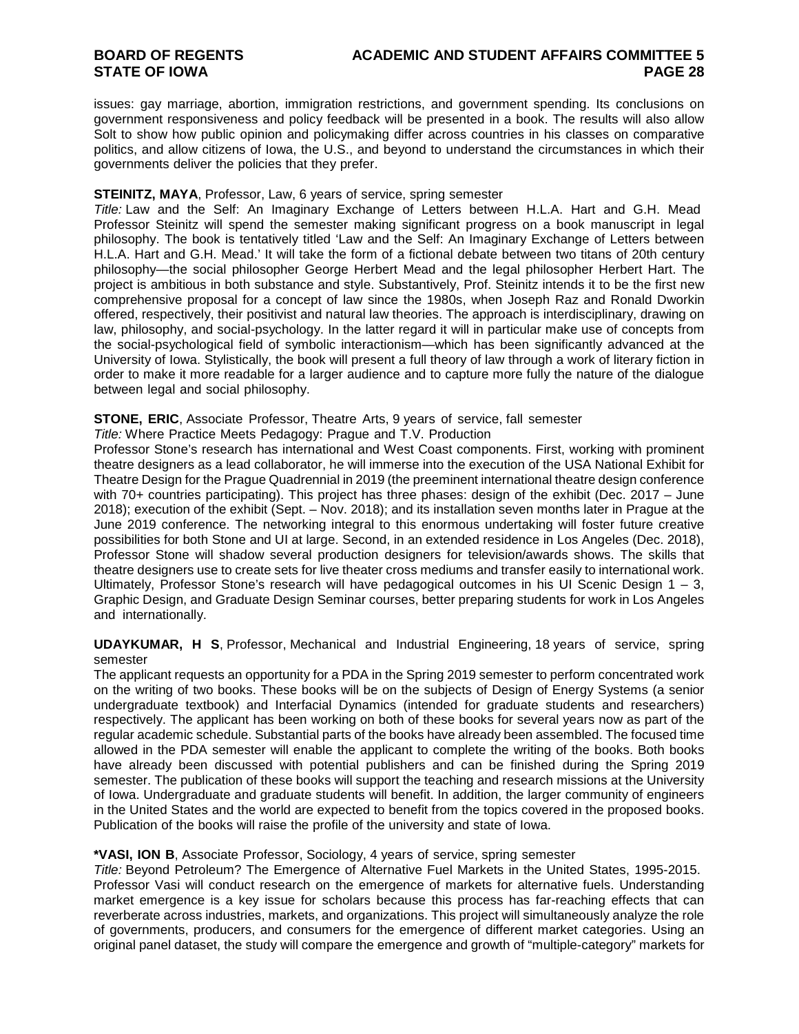issues: gay marriage, abortion, immigration restrictions, and government spending. Its conclusions on government responsiveness and policy feedback will be presented in a book. The results will also allow Solt to show how public opinion and policymaking differ across countries in his classes on comparative politics, and allow citizens of Iowa, the U.S., and beyond to understand the circumstances in which their governments deliver the policies that they prefer.

**STEINITZ, MAYA**, Professor, Law, 6 years of service, spring semester
*Title:* Law and the Self: An Imaginary Exchange of Letters between H.L.A. Hart and G.H. Mead
Professor Steinitz will spend the semester making significant progress on a book manuscript in legal philosophy. The book is tentatively titled 'Law and the Self: An Imaginary Exchange of Letters between H.L.A. Hart and G.H. Mead.' It will take the form of a fictional debate between two titans of 20th century philosophy—the social philosopher George Herbert Mead and the legal philosopher Herbert Hart. The project is ambitious in both substance and style. Substantively, Prof. Steinitz intends it to be the first new comprehensive proposal for a concept of law since the 1980s, when Joseph Raz and Ronald Dworkin offered, respectively, their positivist and natural law theories. The approach is interdisciplinary, drawing on law, philosophy, and social-psychology. In the latter regard it will in particular make use of concepts from the social-psychological field of symbolic interactionism—which has been significantly advanced at the University of Iowa. Stylistically, the book will present a full theory of law through a work of literary fiction in order to make it more readable for a larger audience and to capture more fully the nature of the dialogue between legal and social philosophy.

**STONE, ERIC**, Associate Professor, Theatre Arts, 9 years of service, fall semester
*Title:* Where Practice Meets Pedagogy: Prague and T.V. Production
Professor Stone's research has international and West Coast components. First, working with prominent theatre designers as a lead collaborator, he will immerse into the execution of the USA National Exhibit for Theatre Design for the Prague Quadrennial in 2019 (the preeminent international theatre design conference with 70+ countries participating). This project has three phases: design of the exhibit (Dec. 2017 – June 2018); execution of the exhibit (Sept. – Nov. 2018); and its installation seven months later in Prague at the June 2019 conference. The networking integral to this enormous undertaking will foster future creative possibilities for both Stone and UI at large. Second, in an extended residence in Los Angeles (Dec. 2018), Professor Stone will shadow several production designers for television/awards shows. The skills that theatre designers use to create sets for live theater cross mediums and transfer easily to international work. Ultimately, Professor Stone's research will have pedagogical outcomes in his UI Scenic Design 1 – 3, Graphic Design, and Graduate Design Seminar courses, better preparing students for work in Los Angeles and internationally.

**UDAYKUMAR, H S**, Professor, Mechanical and Industrial Engineering, 18 years of service, spring semester
The applicant requests an opportunity for a PDA in the Spring 2019 semester to perform concentrated work on the writing of two books. These books will be on the subjects of Design of Energy Systems (a senior undergraduate textbook) and Interfacial Dynamics (intended for graduate students and researchers) respectively. The applicant has been working on both of these books for several years now as part of the regular academic schedule. Substantial parts of the books have already been assembled. The focused time allowed in the PDA semester will enable the applicant to complete the writing of the books. Both books have already been discussed with potential publishers and can be finished during the Spring 2019 semester. The publication of these books will support the teaching and research missions at the University of Iowa. Undergraduate and graduate students will benefit. In addition, the larger community of engineers in the United States and the world are expected to benefit from the topics covered in the proposed books. Publication of the books will raise the profile of the university and state of Iowa.

**\*VASI, ION B**, Associate Professor, Sociology, 4 years of service, spring semester
*Title:* Beyond Petroleum? The Emergence of Alternative Fuel Markets in the United States, 1995-2015.
Professor Vasi will conduct research on the emergence of markets for alternative fuels. Understanding market emergence is a key issue for scholars because this process has far-reaching effects that can reverberate across industries, markets, and organizations. This project will simultaneously analyze the role of governments, producers, and consumers for the emergence of different market categories. Using an original panel dataset, the study will compare the emergence and growth of "multiple-category" markets for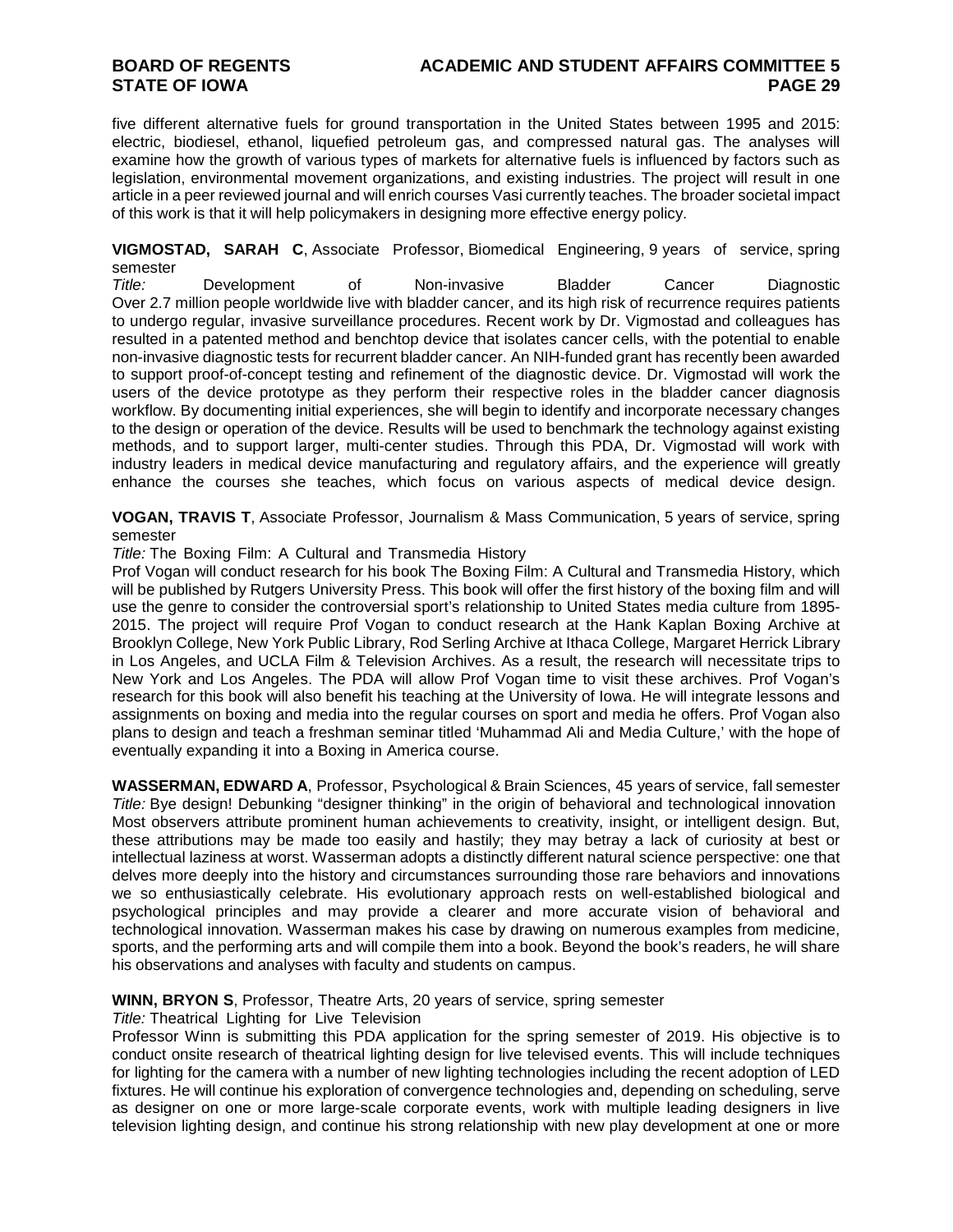five different alternative fuels for ground transportation in the United States between 1995 and 2015: electric, biodiesel, ethanol, liquefied petroleum gas, and compressed natural gas. The analyses will examine how the growth of various types of markets for alternative fuels is influenced by factors such as legislation, environmental movement organizations, and existing industries. The project will result in one article in a peer reviewed journal and will enrich courses Vasi currently teaches. The broader societal impact of this work is that it will help policymakers in designing more effective energy policy.

**VIGMOSTAD, SARAH C**, Associate Professor, Biomedical Engineering, 9 years of service, spring semester
*Title:* Development of Non-invasive Bladder Cancer Diagnostic
Over 2.7 million people worldwide live with bladder cancer, and its high risk of recurrence requires patients to undergo regular, invasive surveillance procedures. Recent work by Dr. Vigmostad and colleagues has resulted in a patented method and benchtop device that isolates cancer cells, with the potential to enable non-invasive diagnostic tests for recurrent bladder cancer. An NIH-funded grant has recently been awarded to support proof-of-concept testing and refinement of the diagnostic device. Dr. Vigmostad will work the users of the device prototype as they perform their respective roles in the bladder cancer diagnosis workflow. By documenting initial experiences, she will begin to identify and incorporate necessary changes to the design or operation of the device. Results will be used to benchmark the technology against existing methods, and to support larger, multi-center studies. Through this PDA, Dr. Vigmostad will work with industry leaders in medical device manufacturing and regulatory affairs, and the experience will greatly enhance the courses she teaches, which focus on various aspects of medical device design.

**VOGAN, TRAVIS T**, Associate Professor, Journalism & Mass Communication, 5 years of service, spring semester
*Title:* The Boxing Film: A Cultural and Transmedia History
Prof Vogan will conduct research for his book The Boxing Film: A Cultural and Transmedia History, which will be published by Rutgers University Press. This book will offer the first history of the boxing film and will use the genre to consider the controversial sport's relationship to United States media culture from 1895-2015. The project will require Prof Vogan to conduct research at the Hank Kaplan Boxing Archive at Brooklyn College, New York Public Library, Rod Serling Archive at Ithaca College, Margaret Herrick Library in Los Angeles, and UCLA Film & Television Archives. As a result, the research will necessitate trips to New York and Los Angeles. The PDA will allow Prof Vogan time to visit these archives. Prof Vogan's research for this book will also benefit his teaching at the University of Iowa. He will integrate lessons and assignments on boxing and media into the regular courses on sport and media he offers. Prof Vogan also plans to design and teach a freshman seminar titled 'Muhammad Ali and Media Culture,' with the hope of eventually expanding it into a Boxing in America course.

**WASSERMAN, EDWARD A**, Professor, Psychological & Brain Sciences, 45 years of service, fall semester
*Title:* Bye design! Debunking "designer thinking" in the origin of behavioral and technological innovation
Most observers attribute prominent human achievements to creativity, insight, or intelligent design. But, these attributions may be made too easily and hastily; they may betray a lack of curiosity at best or intellectual laziness at worst. Wasserman adopts a distinctly different natural science perspective: one that delves more deeply into the history and circumstances surrounding those rare behaviors and innovations we so enthusiastically celebrate. His evolutionary approach rests on well-established biological and psychological principles and may provide a clearer and more accurate vision of behavioral and technological innovation. Wasserman makes his case by drawing on numerous examples from medicine, sports, and the performing arts and will compile them into a book. Beyond the book's readers, he will share his observations and analyses with faculty and students on campus.

**WINN, BRYON S**, Professor, Theatre Arts, 20 years of service, spring semester
*Title:* Theatrical Lighting for Live Television
Professor Winn is submitting this PDA application for the spring semester of 2019. His objective is to conduct onsite research of theatrical lighting design for live televised events. This will include techniques for lighting for the camera with a number of new lighting technologies including the recent adoption of LED fixtures. He will continue his exploration of convergence technologies and, depending on scheduling, serve as designer on one or more large-scale corporate events, work with multiple leading designers in live television lighting design, and continue his strong relationship with new play development at one or more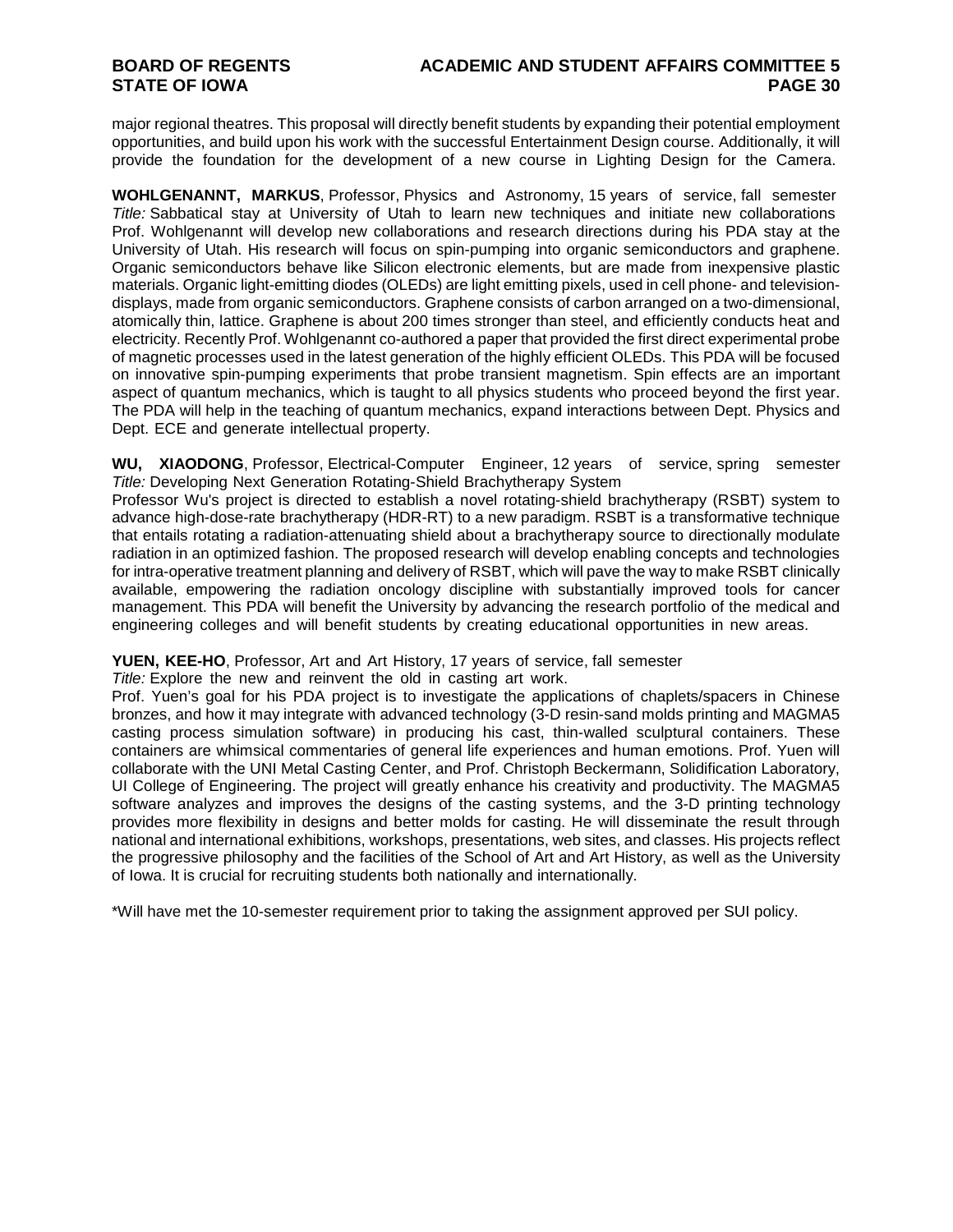major regional theatres. This proposal will directly benefit students by expanding their potential employment opportunities, and build upon his work with the successful Entertainment Design course. Additionally, it will provide the foundation for the development of a new course in Lighting Design for the Camera.

**WOHLGENANNT, MARKUS**, Professor, Physics and Astronomy, 15 years of service, fall semester
*Title:* Sabbatical stay at University of Utah to learn new techniques and initiate new collaborations
Prof. Wohlgenannt will develop new collaborations and research directions during his PDA stay at the University of Utah. His research will focus on spin-pumping into organic semiconductors and graphene. Organic semiconductors behave like Silicon electronic elements, but are made from inexpensive plastic materials. Organic light-emitting diodes (OLEDs) are light emitting pixels, used in cell phone- and television-displays, made from organic semiconductors. Graphene consists of carbon arranged on a two-dimensional, atomically thin, lattice. Graphene is about 200 times stronger than steel, and efficiently conducts heat and electricity. Recently Prof. Wohlgenannt co-authored a paper that provided the first direct experimental probe of magnetic processes used in the latest generation of the highly efficient OLEDs. This PDA will be focused on innovative spin-pumping experiments that probe transient magnetism. Spin effects are an important aspect of quantum mechanics, which is taught to all physics students who proceed beyond the first year. The PDA will help in the teaching of quantum mechanics, expand interactions between Dept. Physics and Dept. ECE and generate intellectual property.

**WU, XIAODONG**, Professor, Electrical-Computer Engineer, 12 years of service, spring semester
*Title:* Developing Next Generation Rotating-Shield Brachytherapy System
Professor Wu's project is directed to establish a novel rotating-shield brachytherapy (RSBT) system to advance high-dose-rate brachytherapy (HDR-RT) to a new paradigm. RSBT is a transformative technique that entails rotating a radiation-attenuating shield about a brachytherapy source to directionally modulate radiation in an optimized fashion. The proposed research will develop enabling concepts and technologies for intra-operative treatment planning and delivery of RSBT, which will pave the way to make RSBT clinically available, empowering the radiation oncology discipline with substantially improved tools for cancer management. This PDA will benefit the University by advancing the research portfolio of the medical and engineering colleges and will benefit students by creating educational opportunities in new areas.

**YUEN, KEE-HO**, Professor, Art and Art History, 17 years of service, fall semester
*Title:* Explore the new and reinvent the old in casting art work.
Prof. Yuen's goal for his PDA project is to investigate the applications of chaplets/spacers in Chinese bronzes, and how it may integrate with advanced technology (3-D resin-sand molds printing and MAGMA5 casting process simulation software) in producing his cast, thin-walled sculptural containers. These containers are whimsical commentaries of general life experiences and human emotions. Prof. Yuen will collaborate with the UNI Metal Casting Center, and Prof. Christoph Beckermann, Solidification Laboratory, UI College of Engineering. The project will greatly enhance his creativity and productivity. The MAGMA5 software analyzes and improves the designs of the casting systems, and the 3-D printing technology provides more flexibility in designs and better molds for casting. He will disseminate the result through national and international exhibitions, workshops, presentations, web sites, and classes. His projects reflect the progressive philosophy and the facilities of the School of Art and Art History, as well as the University of Iowa. It is crucial for recruiting students both nationally and internationally.

*Will have met the 10-semester requirement prior to taking the assignment approved per SUI policy.